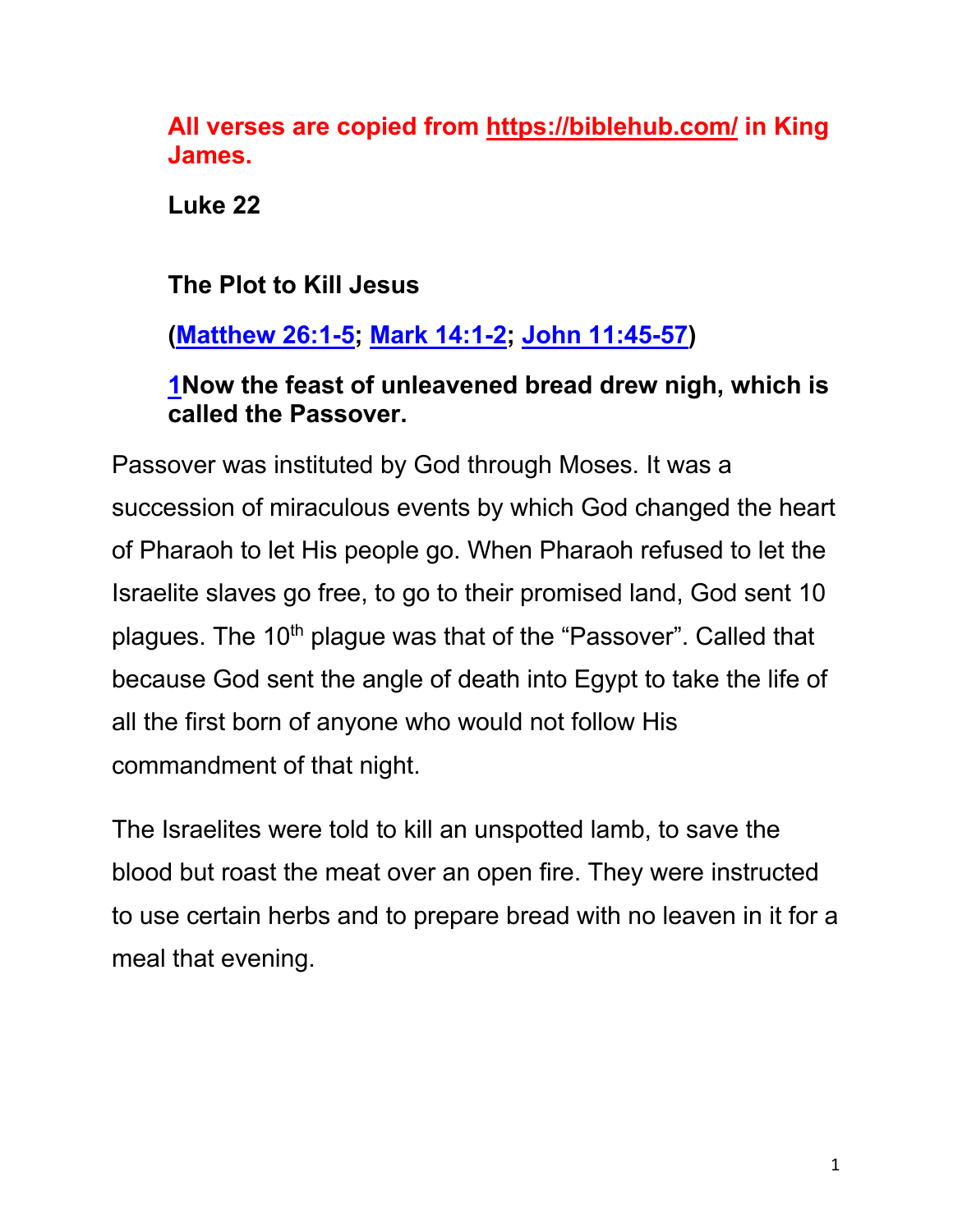**All verses are copied from https://biblehub.com/ in King James.**

**Luke 22**

**The Plot to Kill Jesus**

**(Matthew 26:1-5; Mark 14:1-2; John 11:45-57)**

**1Now the feast of unleavened bread drew nigh, which is called the Passover.**

Passover was instituted by God through Moses. It was a succession of miraculous events by which God changed the heart of Pharaoh to let His people go. When Pharaoh refused to let the Israelite slaves go free, to go to their promised land, God sent 10 plagues. The 10th plague was that of the "Passover". Called that because God sent the angle of death into Egypt to take the life of all the first born of anyone who would not follow His commandment of that night.

The Israelites were told to kill an unspotted lamb, to save the blood but roast the meat over an open fire. They were instructed to use certain herbs and to prepare bread with no leaven in it for a meal that evening.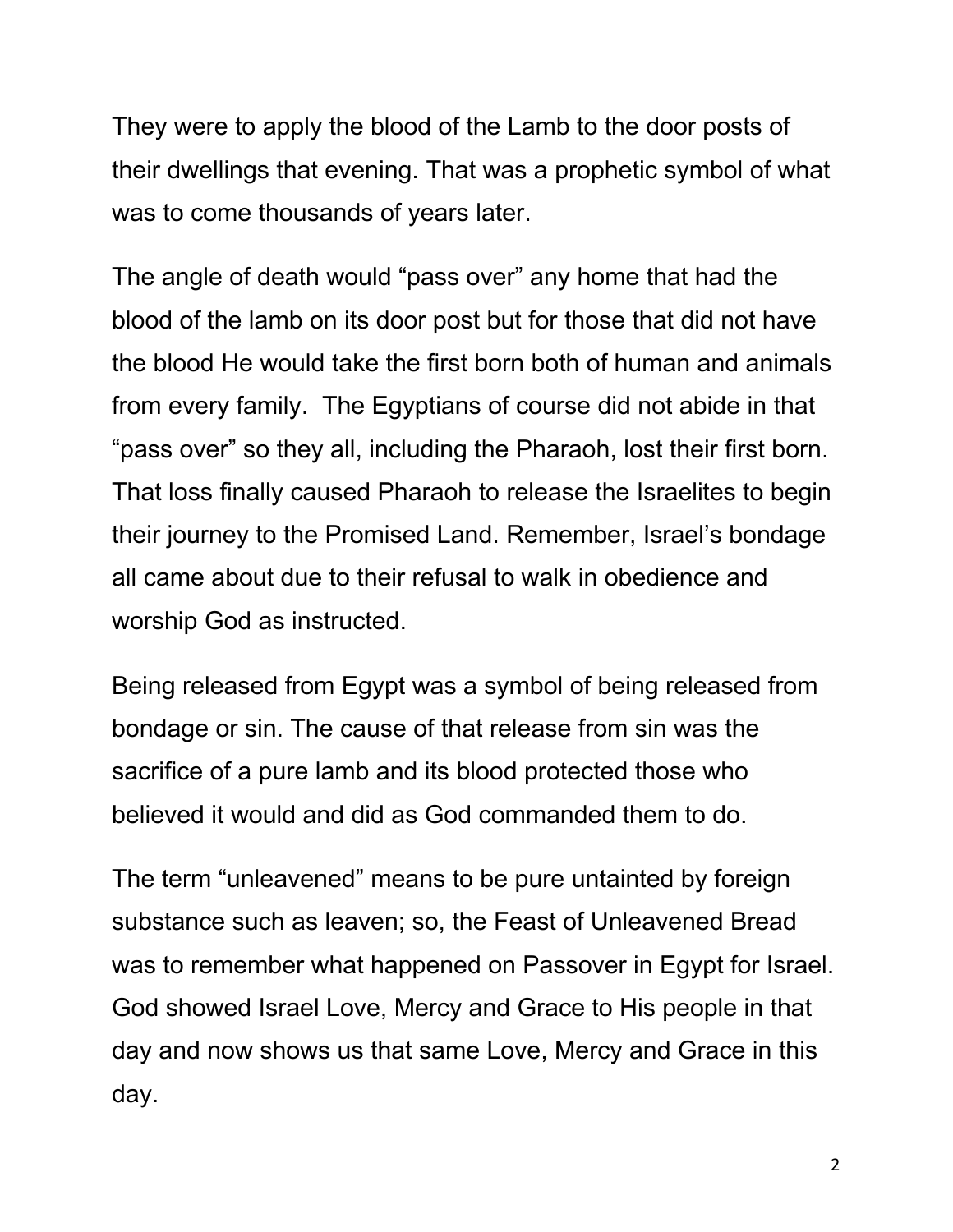They were to apply the blood of the Lamb to the door posts of their dwellings that evening. That was a prophetic symbol of what was to come thousands of years later.

The angle of death would "pass over" any home that had the blood of the lamb on its door post but for those that did not have the blood He would take the first born both of human and animals from every family. The Egyptians of course did not abide in that "pass over" so they all, including the Pharaoh, lost their first born. That loss finally caused Pharaoh to release the Israelites to begin their journey to the Promised Land. Remember, Israel's bondage all came about due to their refusal to walk in obedience and worship God as instructed.

Being released from Egypt was a symbol of being released from bondage or sin. The cause of that release from sin was the sacrifice of a pure lamb and its blood protected those who believed it would and did as God commanded them to do.

The term "unleavened" means to be pure untainted by foreign substance such as leaven; so, the Feast of Unleavened Bread was to remember what happened on Passover in Egypt for Israel. God showed Israel Love, Mercy and Grace to His people in that day and now shows us that same Love, Mercy and Grace in this day.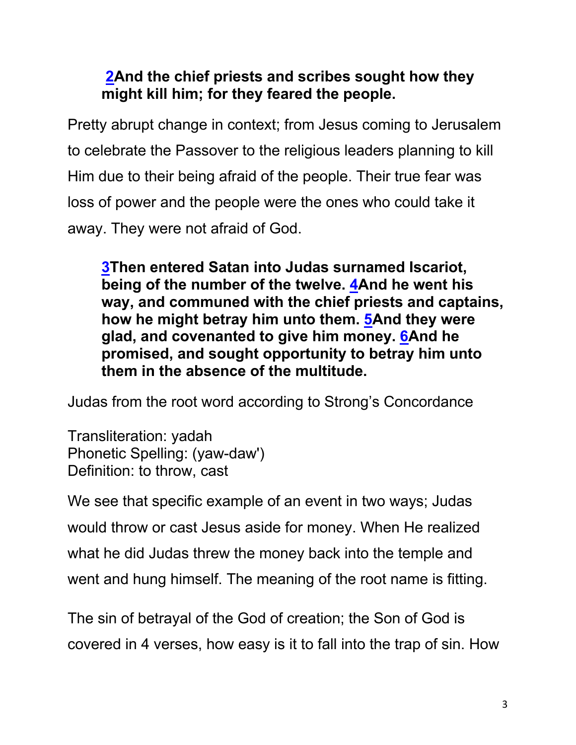**[2](#)And the chief priests and scribes sought how they might kill him; for they feared the people.**

Pretty abrupt change in context; from Jesus coming to Jerusalem to celebrate the Passover to the religious leaders planning to kill Him due to their being afraid of the people. Their true fear was loss of power and the people were the ones who could take it away. They were not afraid of God.

**[3](#)Then entered Satan into Judas surnamed Iscariot, being of the number of the twelve. [4](#)And he went his way, and communed with the chief priests and captains, how he might betray him unto them. [5](#)And they were glad, and covenanted to give him money. [6](#)And he promised, and sought opportunity to betray him unto them in the absence of the multitude.**

Judas from the root word according to Strong's Concordance

Transliteration: yadah
Phonetic Spelling: (yaw-daw')
Definition: to throw, cast

We see that specific example of an event in two ways; Judas would throw or cast Jesus aside for money. When He realized what he did Judas threw the money back into the temple and went and hung himself. The meaning of the root name is fitting.

The sin of betrayal of the God of creation; the Son of God is covered in 4 verses, how easy is it to fall into the trap of sin. How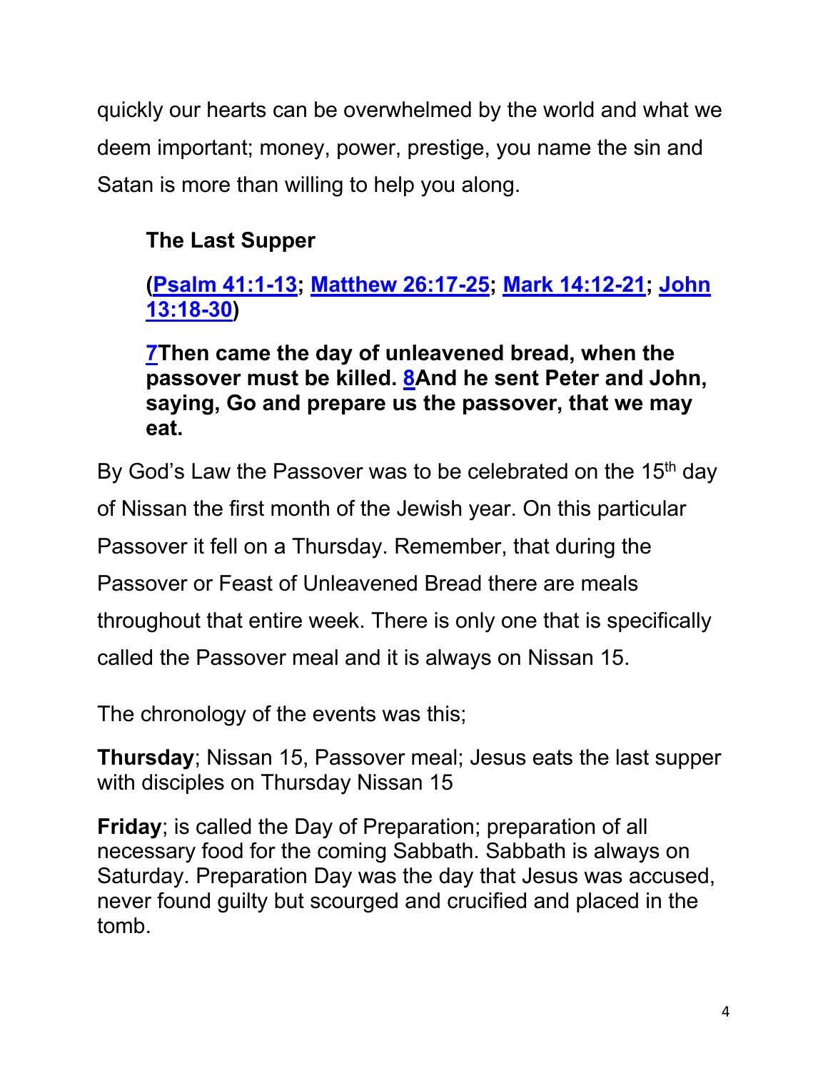quickly our hearts can be overwhelmed by the world and what we deem important; money, power, prestige, you name the sin and Satan is more than willing to help you along.

**The Last Supper**

**(Psalm 41:1-13; Matthew 26:17-25; Mark 14:12-21; John 13:18-30)**

**7Then came the day of unleavened bread, when the passover must be killed. 8And he sent Peter and John, saying, Go and prepare us the passover, that we may eat.**

By God's Law the Passover was to be celebrated on the 15th day of Nissan the first month of the Jewish year. On this particular Passover it fell on a Thursday. Remember, that during the Passover or Feast of Unleavened Bread there are meals throughout that entire week. There is only one that is specifically called the Passover meal and it is always on Nissan 15.

The chronology of the events was this;

**Thursday**; Nissan 15, Passover meal; Jesus eats the last supper with disciples on Thursday Nissan 15

**Friday**; is called the Day of Preparation; preparation of all necessary food for the coming Sabbath. Sabbath is always on Saturday. Preparation Day was the day that Jesus was accused, never found guilty but scourged and crucified and placed in the tomb.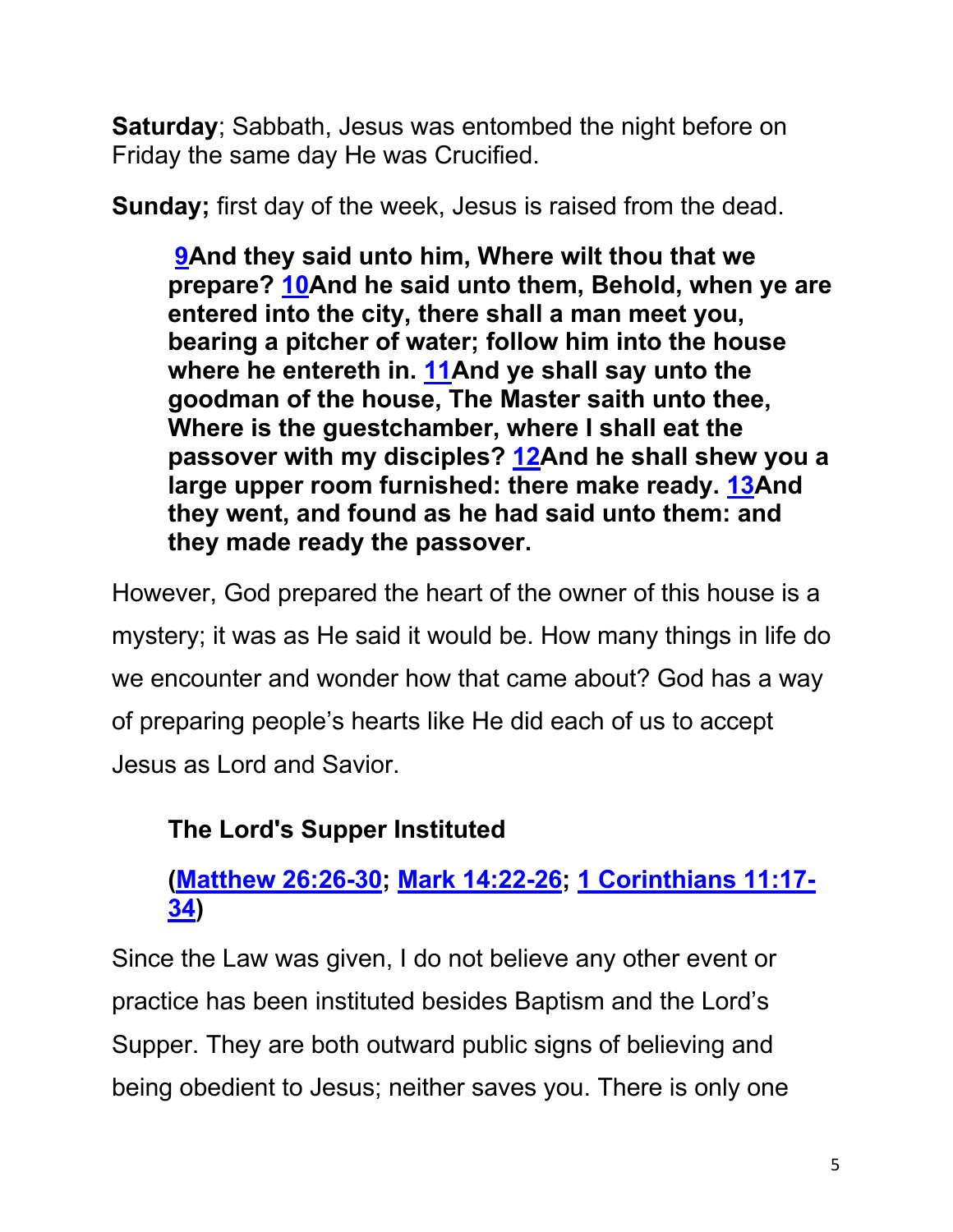**Saturday**; Sabbath, Jesus was entombed the night before on Friday the same day He was Crucified.

**Sunday;** first day of the week, Jesus is raised from the dead.

> **9And they said unto him, Where wilt thou that we prepare? 10And he said unto them, Behold, when ye are entered into the city, there shall a man meet you, bearing a pitcher of water; follow him into the house where he entereth in. 11And ye shall say unto the goodman of the house, The Master saith unto thee, Where is the guestchamber, where I shall eat the passover with my disciples? 12And he shall shew you a large upper room furnished: there make ready. 13And they went, and found as he had said unto them: and they made ready the passover.**

However, God prepared the heart of the owner of this house is a mystery; it was as He said it would be. How many things in life do we encounter and wonder how that came about? God has a way of preparing people's hearts like He did each of us to accept Jesus as Lord and Savior.

### The Lord's Supper Instituted

### (Matthew 26:26-30; Mark 14:22-26; 1 Corinthians 11:17-34)

Since the Law was given, I do not believe any other event or practice has been instituted besides Baptism and the Lord's Supper. They are both outward public signs of believing and being obedient to Jesus; neither saves you. There is only one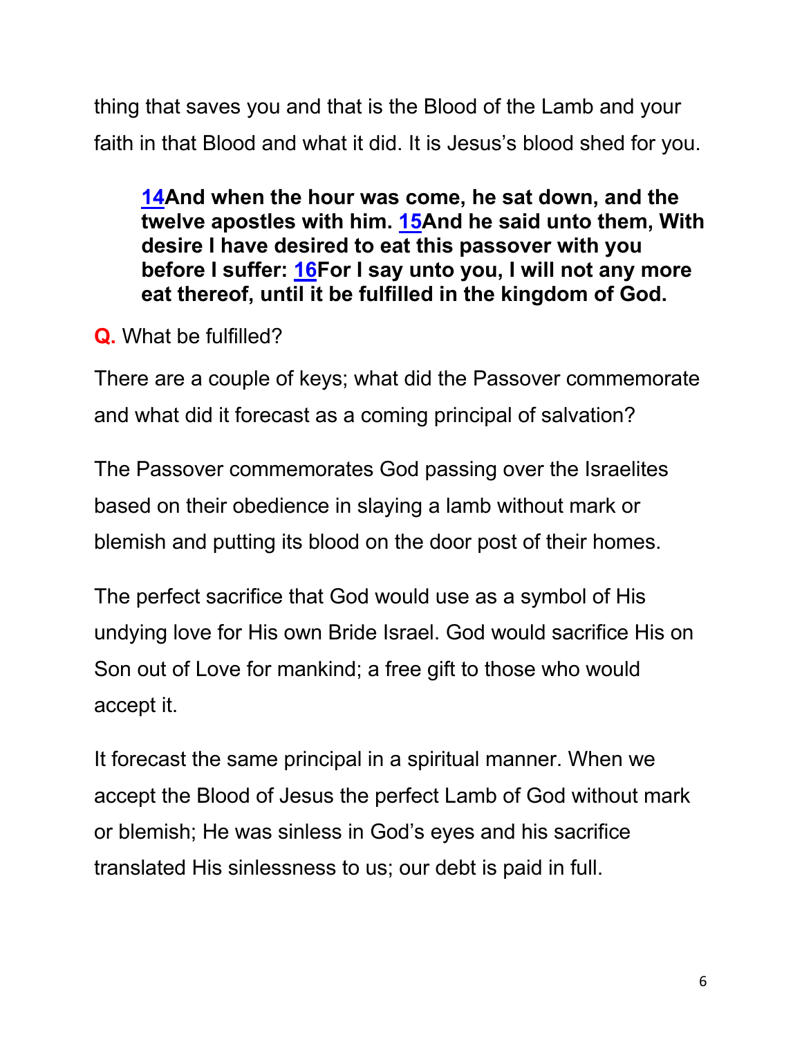thing that saves you and that is the Blood of the Lamb and your faith in that Blood and what it did. It is Jesus's blood shed for you.

> **14And when the hour was come, he sat down, and the twelve apostles with him. 15And he said unto them, With desire I have desired to eat this passover with you before I suffer: 16For I say unto you, I will not any more eat thereof, until it be fulfilled in the kingdom of God.**

**Q.** What be fulfilled?

There are a couple of keys; what did the Passover commemorate and what did it forecast as a coming principal of salvation?

The Passover commemorates God passing over the Israelites based on their obedience in slaying a lamb without mark or blemish and putting its blood on the door post of their homes.

The perfect sacrifice that God would use as a symbol of His undying love for His own Bride Israel. God would sacrifice His on Son out of Love for mankind; a free gift to those who would accept it.

It forecast the same principal in a spiritual manner. When we accept the Blood of Jesus the perfect Lamb of God without mark or blemish; He was sinless in God's eyes and his sacrifice translated His sinlessness to us; our debt is paid in full.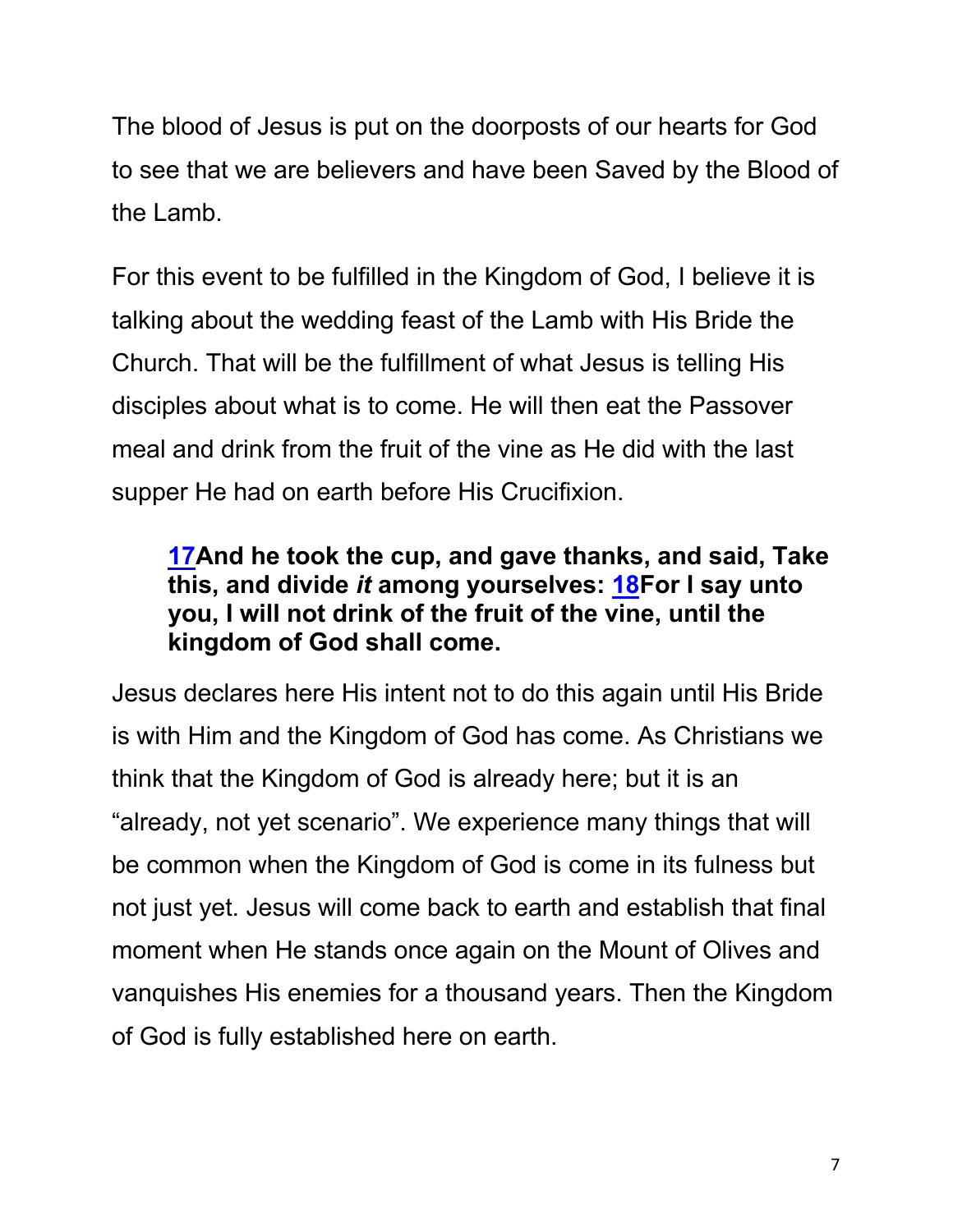The blood of Jesus is put on the doorposts of our hearts for God to see that we are believers and have been Saved by the Blood of the Lamb.

For this event to be fulfilled in the Kingdom of God, I believe it is talking about the wedding feast of the Lamb with His Bride the Church. That will be the fulfillment of what Jesus is telling His disciples about what is to come. He will then eat the Passover meal and drink from the fruit of the vine as He did with the last supper He had on earth before His Crucifixion.

> **17And he took the cup, and gave thanks, and said, Take this, and divide *it* among yourselves: 18For I say unto you, I will not drink of the fruit of the vine, until the kingdom of God shall come.**

Jesus declares here His intent not to do this again until His Bride is with Him and the Kingdom of God has come. As Christians we think that the Kingdom of God is already here; but it is an "already, not yet scenario". We experience many things that will be common when the Kingdom of God is come in its fulness but not just yet. Jesus will come back to earth and establish that final moment when He stands once again on the Mount of Olives and vanquishes His enemies for a thousand years. Then the Kingdom of God is fully established here on earth.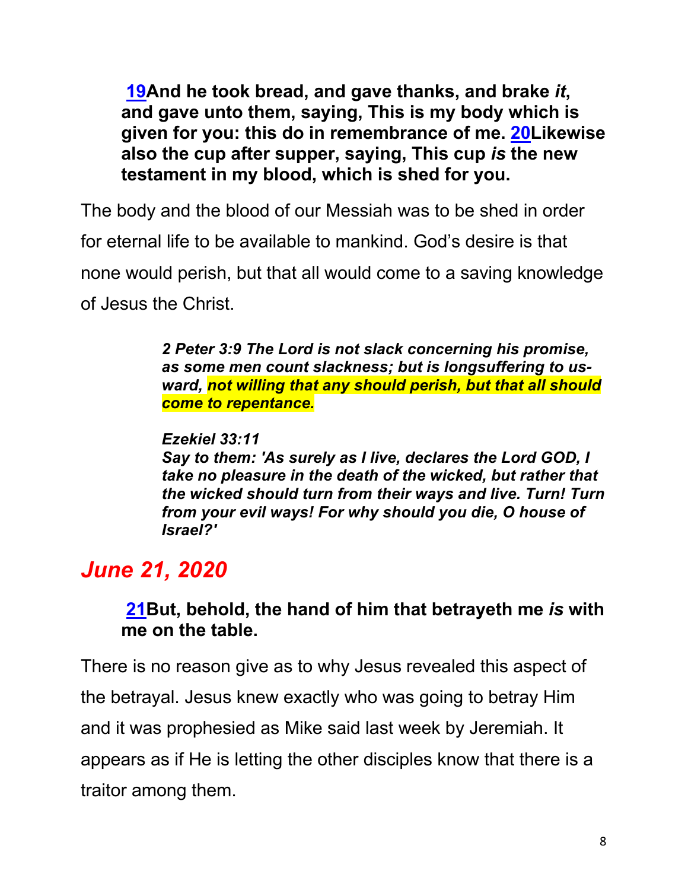**19And he took bread, and gave thanks, and brake *it*, and gave unto them, saying, This is my body which is given for you: this do in remembrance of me. 20Likewise also the cup after supper, saying, This cup *is* the new testament in my blood, which is shed for you.**

The body and the blood of our Messiah was to be shed in order for eternal life to be available to mankind. God's desire is that none would perish, but that all would come to a saving knowledge of Jesus the Christ.

> ***2 Peter 3:9 The Lord is not slack concerning his promise, as some men count slackness; but is longsuffering to us-ward, not willing that any should perish, but that all should come to repentance.***
>
> ***Ezekiel 33:11***
> ***Say to them: 'As surely as I live, declares the Lord GOD, I take no pleasure in the death of the wicked, but rather that the wicked should turn from their ways and live. Turn! Turn from your evil ways! For why should you die, O house of Israel?'***

## *June 21, 2020*

**21But, behold, the hand of him that betrayeth me *is* with me on the table.**

There is no reason give as to why Jesus revealed this aspect of the betrayal. Jesus knew exactly who was going to betray Him and it was prophesied as Mike said last week by Jeremiah. It appears as if He is letting the other disciples know that there is a traitor among them.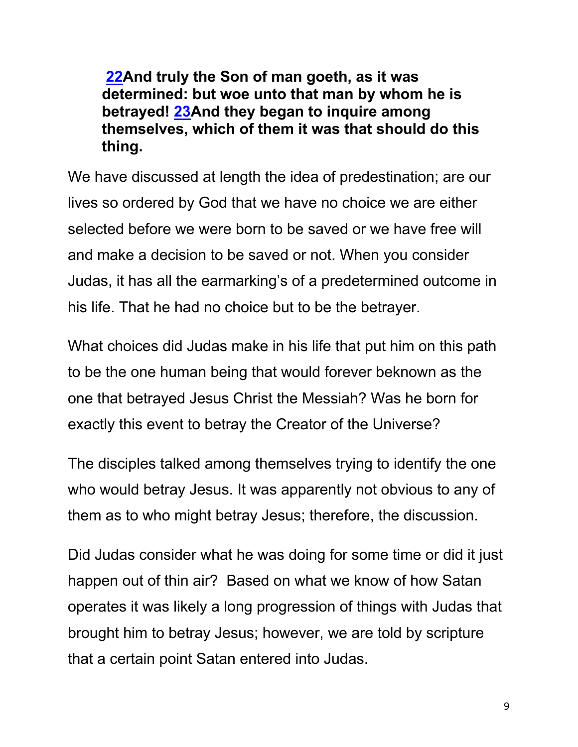**[22](#)And truly the Son of man goeth, as it was determined: but woe unto that man by whom he is betrayed! [23](#)And they began to inquire among themselves, which of them it was that should do this thing.**

We have discussed at length the idea of predestination; are our lives so ordered by God that we have no choice we are either selected before we were born to be saved or we have free will and make a decision to be saved or not. When you consider Judas, it has all the earmarking's of a predetermined outcome in his life. That he had no choice but to be the betrayer.

What choices did Judas make in his life that put him on this path to be the one human being that would forever beknown as the one that betrayed Jesus Christ the Messiah? Was he born for exactly this event to betray the Creator of the Universe?

The disciples talked among themselves trying to identify the one who would betray Jesus. It was apparently not obvious to any of them as to who might betray Jesus; therefore, the discussion.

Did Judas consider what he was doing for some time or did it just happen out of thin air? Based on what we know of how Satan operates it was likely a long progression of things with Judas that brought him to betray Jesus; however, we are told by scripture that a certain point Satan entered into Judas.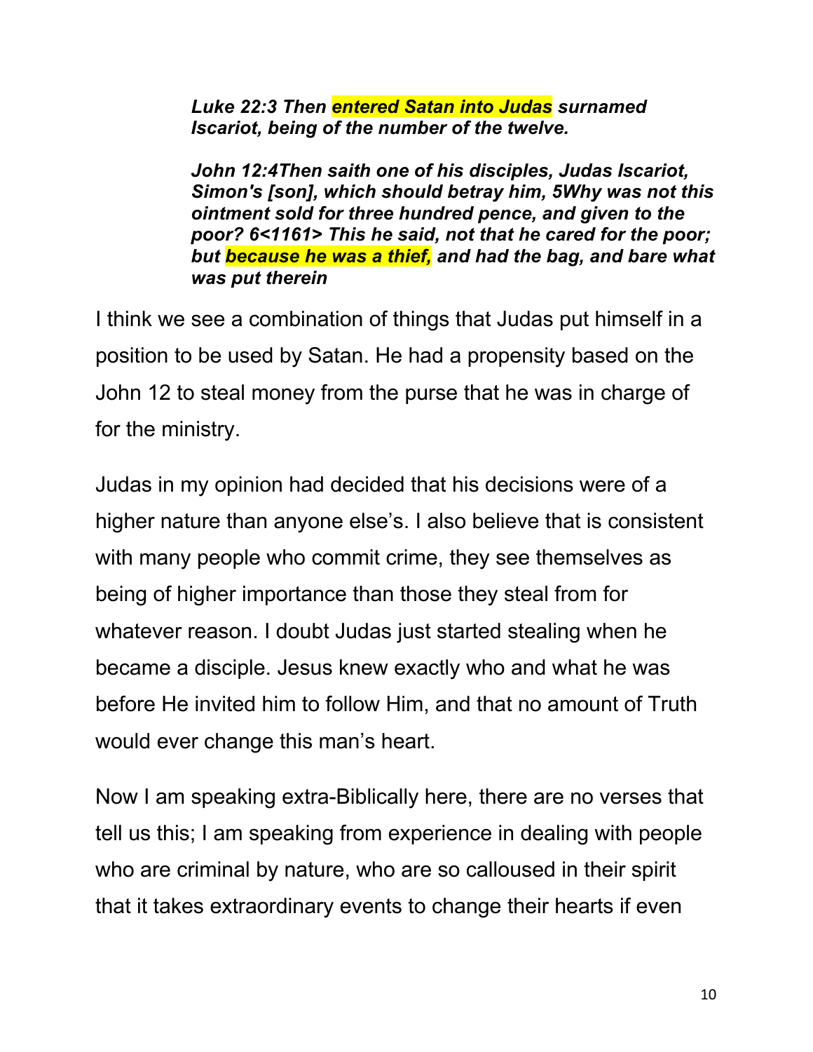***Luke 22:3 Then entered Satan into Judas surnamed Iscariot, being of the number of the twelve.***

***John 12:4Then saith one of his disciples, Judas Iscariot, Simon's [son], which should betray him, 5Why was not this ointment sold for three hundred pence, and given to the poor? 6<1161> This he said, not that he cared for the poor; but because he was a thief, and had the bag, and bare what was put therein***

I think we see a combination of things that Judas put himself in a position to be used by Satan. He had a propensity based on the John 12 to steal money from the purse that he was in charge of for the ministry.

Judas in my opinion had decided that his decisions were of a higher nature than anyone else's. I also believe that is consistent with many people who commit crime, they see themselves as being of higher importance than those they steal from for whatever reason. I doubt Judas just started stealing when he became a disciple. Jesus knew exactly who and what he was before He invited him to follow Him, and that no amount of Truth would ever change this man's heart.

Now I am speaking extra-Biblically here, there are no verses that tell us this; I am speaking from experience in dealing with people who are criminal by nature, who are so calloused in their spirit that it takes extraordinary events to change their hearts if even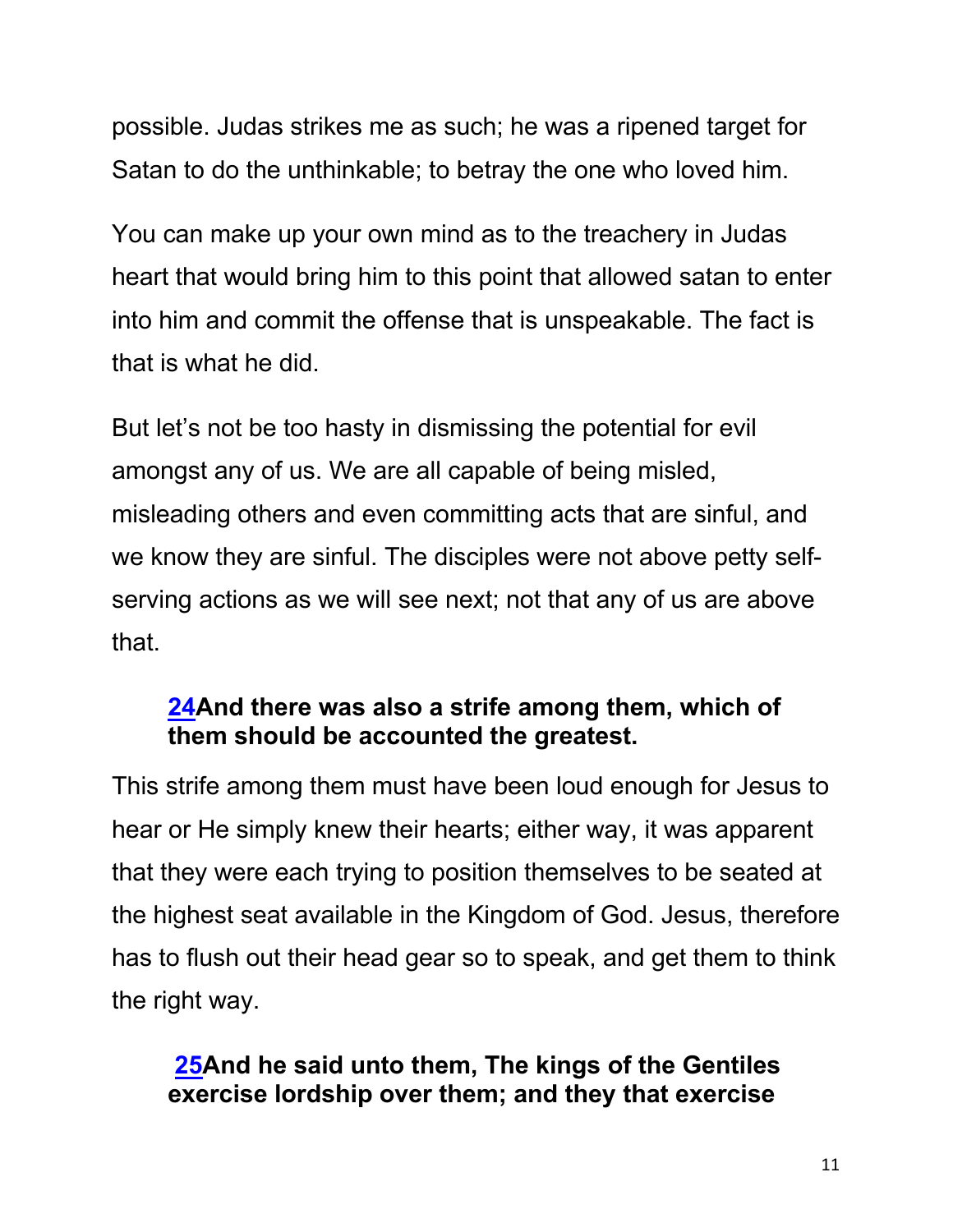possible. Judas strikes me as such; he was a ripened target for Satan to do the unthinkable; to betray the one who loved him.

You can make up your own mind as to the treachery in Judas heart that would bring him to this point that allowed satan to enter into him and commit the offense that is unspeakable. The fact is that is what he did.

But let's not be too hasty in dismissing the potential for evil amongst any of us. We are all capable of being misled, misleading others and even committing acts that are sinful, and we know they are sinful. The disciples were not above petty self-serving actions as we will see next; not that any of us are above that.

> **24And there was also a strife among them, which of them should be accounted the greatest.**

This strife among them must have been loud enough for Jesus to hear or He simply knew their hearts; either way, it was apparent that they were each trying to position themselves to be seated at the highest seat available in the Kingdom of God. Jesus, therefore has to flush out their head gear so to speak, and get them to think the right way.

> **25And he said unto them, The kings of the Gentiles exercise lordship over them; and they that exercise**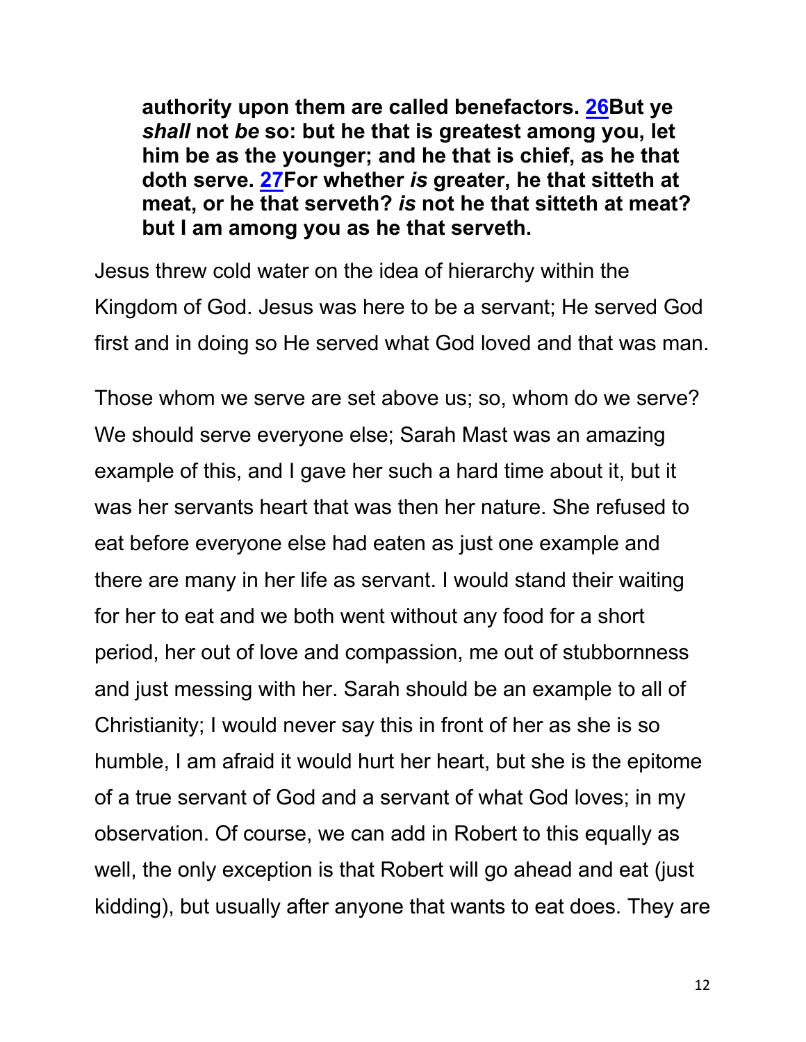**authority upon them are called benefactors. [26](#)But ye *shall* not *be* so: but he that is greatest among you, let him be as the younger; and he that is chief, as he that doth serve. [27](#)For whether *is* greater, he that sitteth at meat, or he that serveth? *is* not he that sitteth at meat? but I am among you as he that serveth.**

Jesus threw cold water on the idea of hierarchy within the Kingdom of God. Jesus was here to be a servant; He served God first and in doing so He served what God loved and that was man.

Those whom we serve are set above us; so, whom do we serve? We should serve everyone else; Sarah Mast was an amazing example of this, and I gave her such a hard time about it, but it was her servants heart that was then her nature. She refused to eat before everyone else had eaten as just one example and there are many in her life as servant. I would stand their waiting for her to eat and we both went without any food for a short period, her out of love and compassion, me out of stubbornness and just messing with her. Sarah should be an example to all of Christianity; I would never say this in front of her as she is so humble, I am afraid it would hurt her heart, but she is the epitome of a true servant of God and a servant of what God loves; in my observation. Of course, we can add in Robert to this equally as well, the only exception is that Robert will go ahead and eat (just kidding), but usually after anyone that wants to eat does. They are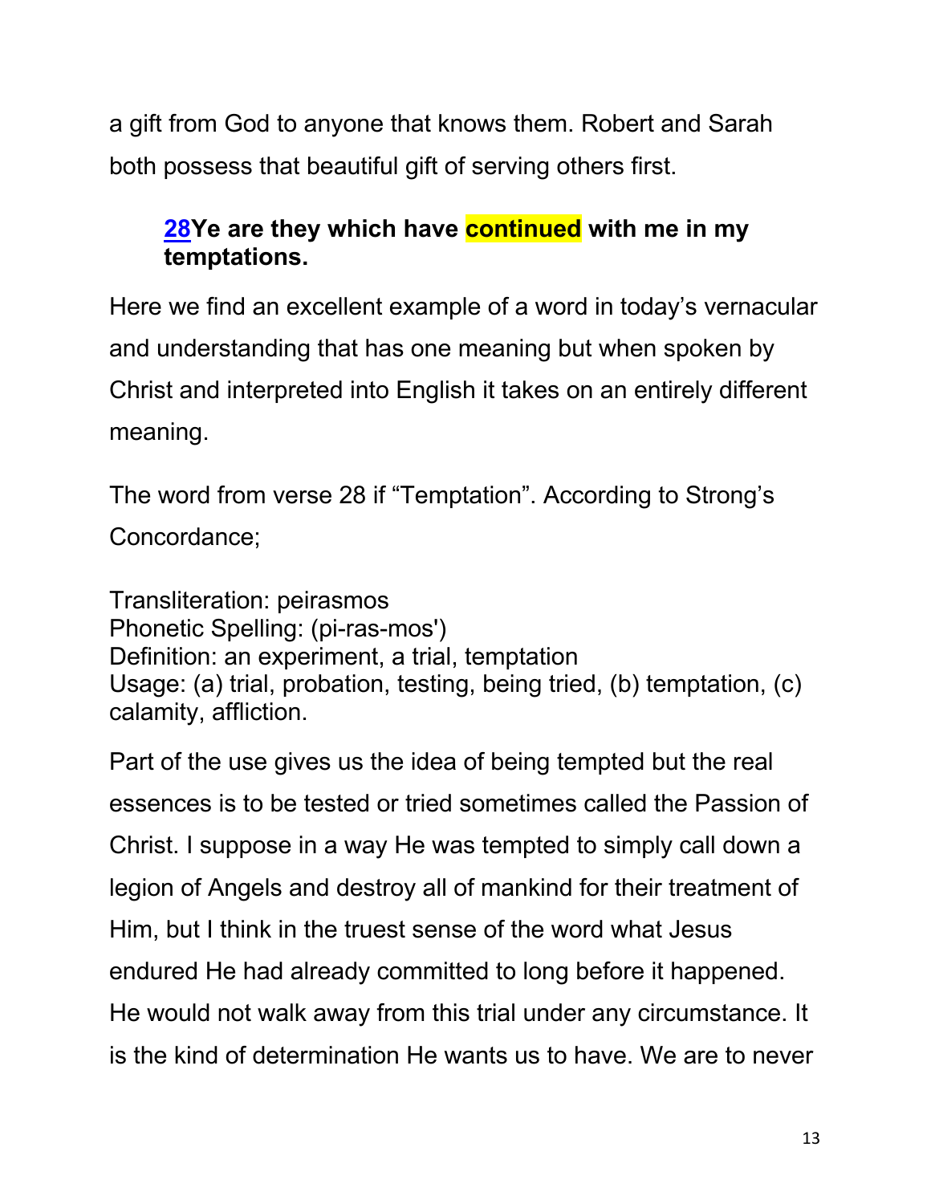a gift from God to anyone that knows them. Robert and Sarah both possess that beautiful gift of serving others first.

> **28Ye are they which have continued with me in my temptations.**

Here we find an excellent example of a word in today's vernacular and understanding that has one meaning but when spoken by Christ and interpreted into English it takes on an entirely different meaning.

The word from verse 28 if "Temptation". According to Strong's Concordance;

Transliteration: peirasmos
Phonetic Spelling: (pi-ras-mos')
Definition: an experiment, a trial, temptation
Usage: (a) trial, probation, testing, being tried, (b) temptation, (c) calamity, affliction.

Part of the use gives us the idea of being tempted but the real essences is to be tested or tried sometimes called the Passion of Christ. I suppose in a way He was tempted to simply call down a legion of Angels and destroy all of mankind for their treatment of Him, but I think in the truest sense of the word what Jesus endured He had already committed to long before it happened. He would not walk away from this trial under any circumstance. It is the kind of determination He wants us to have. We are to never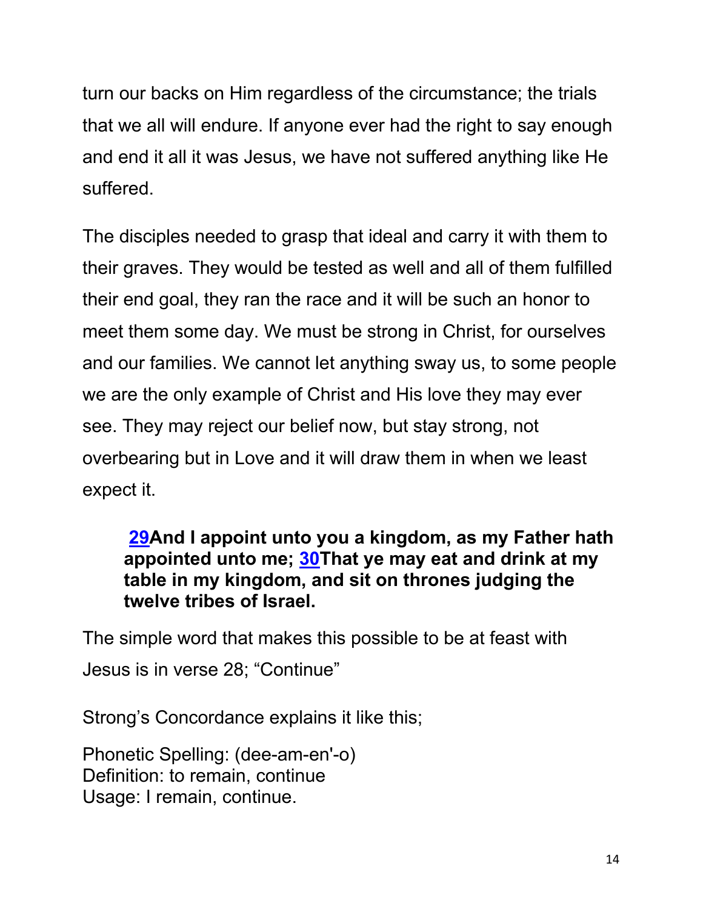turn our backs on Him regardless of the circumstance; the trials that we all will endure. If anyone ever had the right to say enough and end it all it was Jesus, we have not suffered anything like He suffered.

The disciples needed to grasp that ideal and carry it with them to their graves. They would be tested as well and all of them fulfilled their end goal, they ran the race and it will be such an honor to meet them some day. We must be strong in Christ, for ourselves and our families. We cannot let anything sway us, to some people we are the only example of Christ and His love they may ever see. They may reject our belief now, but stay strong, not overbearing but in Love and it will draw them in when we least expect it.

> **29And I appoint unto you a kingdom, as my Father hath appointed unto me; 30That ye may eat and drink at my table in my kingdom, and sit on thrones judging the twelve tribes of Israel.**

The simple word that makes this possible to be at feast with Jesus is in verse 28; "Continue"

Strong's Concordance explains it like this;

Phonetic Spelling: (dee-am-en'-o)
Definition: to remain, continue
Usage: I remain, continue.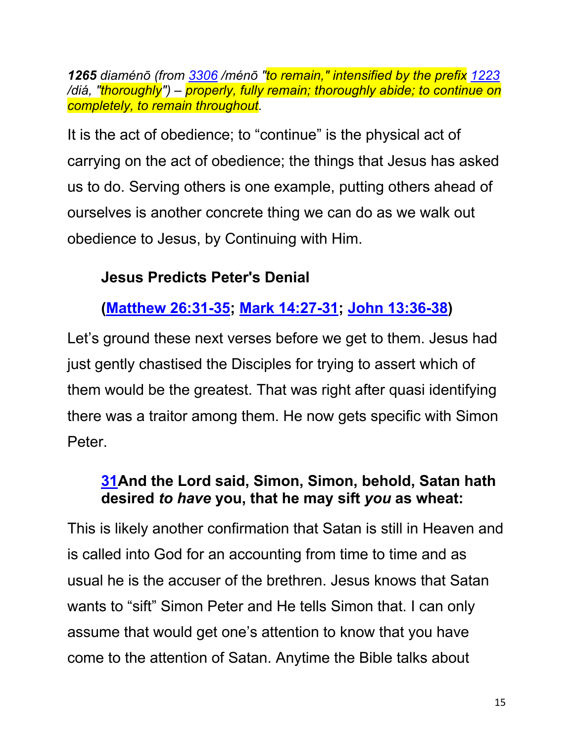***1265** diaménō (from [3306](#) /ménō "to remain," intensified by the prefix [1223](#) /diá, "thoroughly") – properly, fully remain; thoroughly abide; to continue on completely, to remain throughout.*

It is the act of obedience; to "continue" is the physical act of carrying on the act of obedience; the things that Jesus has asked us to do. Serving others is one example, putting others ahead of ourselves is another concrete thing we can do as we walk out obedience to Jesus, by Continuing with Him.

**Jesus Predicts Peter's Denial**

**([Matthew 26:31-35](#); [Mark 14:27-31](#); [John 13:36-38](#))**

Let's ground these next verses before we get to them. Jesus had just gently chastised the Disciples for trying to assert which of them would be the greatest. That was right after quasi identifying there was a traitor among them. He now gets specific with Simon Peter.

> **[31](#)And the Lord said, Simon, Simon, behold, Satan hath desired *to have* you, that he may sift *you* as wheat:**

This is likely another confirmation that Satan is still in Heaven and is called into God for an accounting from time to time and as usual he is the accuser of the brethren. Jesus knows that Satan wants to "sift" Simon Peter and He tells Simon that. I can only assume that would get one's attention to know that you have come to the attention of Satan. Anytime the Bible talks about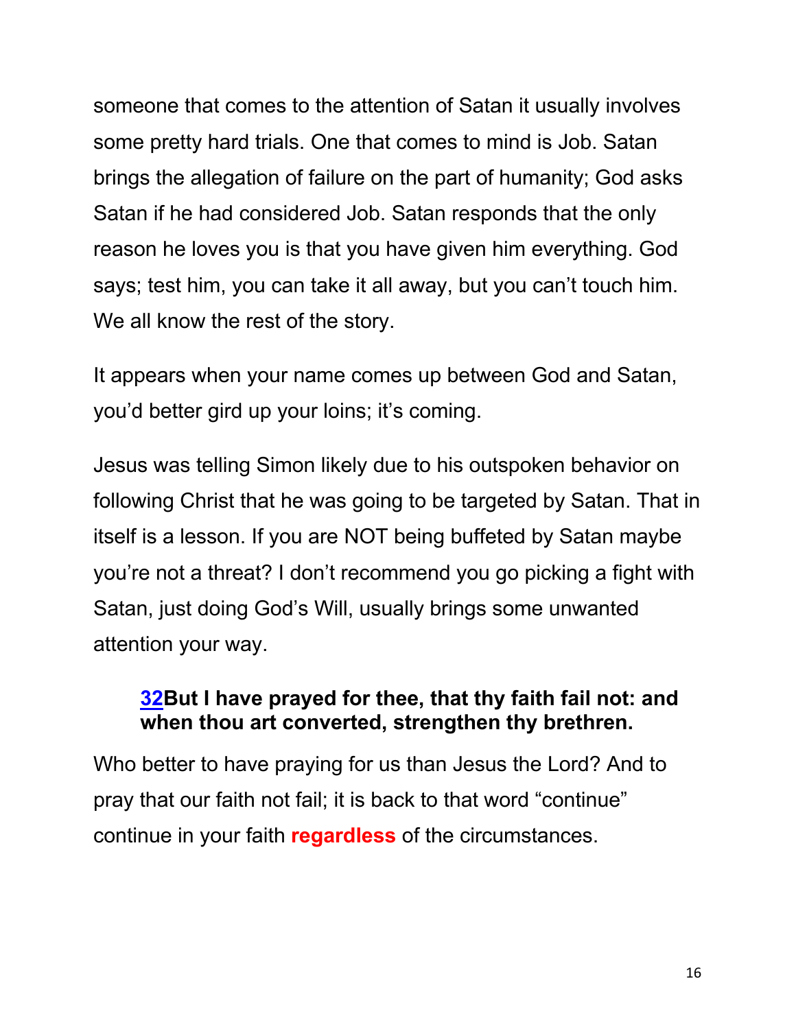someone that comes to the attention of Satan it usually involves some pretty hard trials. One that comes to mind is Job. Satan brings the allegation of failure on the part of humanity; God asks Satan if he had considered Job. Satan responds that the only reason he loves you is that you have given him everything. God says; test him, you can take it all away, but you can't touch him. We all know the rest of the story.

It appears when your name comes up between God and Satan, you'd better gird up your loins; it's coming.

Jesus was telling Simon likely due to his outspoken behavior on following Christ that he was going to be targeted by Satan. That in itself is a lesson. If you are NOT being buffeted by Satan maybe you're not a threat? I don't recommend you go picking a fight with Satan, just doing God's Will, usually brings some unwanted attention your way.

> **32But I have prayed for thee, that thy faith fail not: and when thou art converted, strengthen thy brethren.**

Who better to have praying for us than Jesus the Lord? And to pray that our faith not fail; it is back to that word "continue" continue in your faith **regardless** of the circumstances.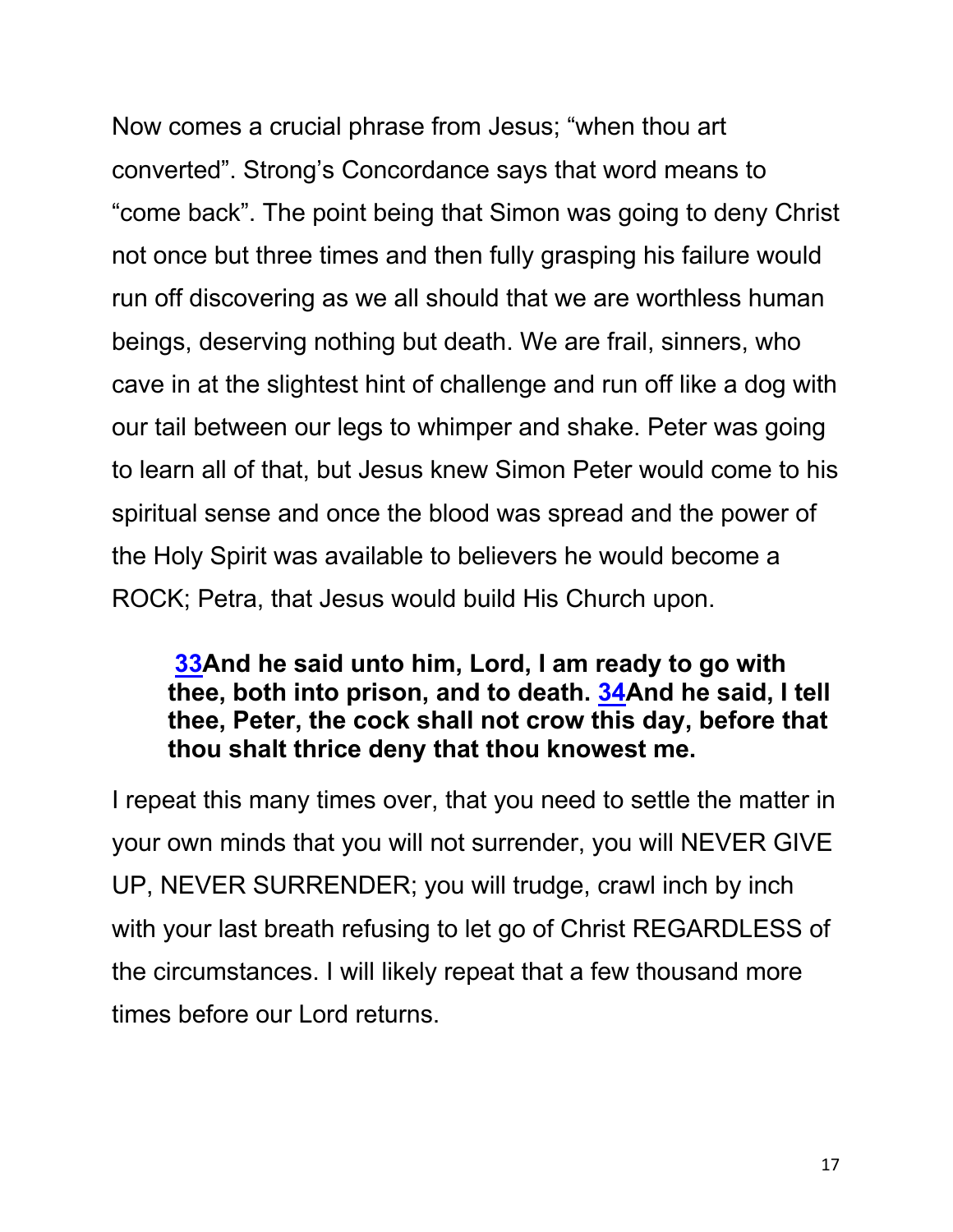Now comes a crucial phrase from Jesus; "when thou art converted". Strong's Concordance says that word means to "come back". The point being that Simon was going to deny Christ not once but three times and then fully grasping his failure would run off discovering as we all should that we are worthless human beings, deserving nothing but death. We are frail, sinners, who cave in at the slightest hint of challenge and run off like a dog with our tail between our legs to whimper and shake. Peter was going to learn all of that, but Jesus knew Simon Peter would come to his spiritual sense and once the blood was spread and the power of the Holy Spirit was available to believers he would become a ROCK; Petra, that Jesus would build His Church upon.

> **33And he said unto him, Lord, I am ready to go with thee, both into prison, and to death. 34And he said, I tell thee, Peter, the cock shall not crow this day, before that thou shalt thrice deny that thou knowest me.**

I repeat this many times over, that you need to settle the matter in your own minds that you will not surrender, you will NEVER GIVE UP, NEVER SURRENDER; you will trudge, crawl inch by inch with your last breath refusing to let go of Christ REGARDLESS of the circumstances. I will likely repeat that a few thousand more times before our Lord returns.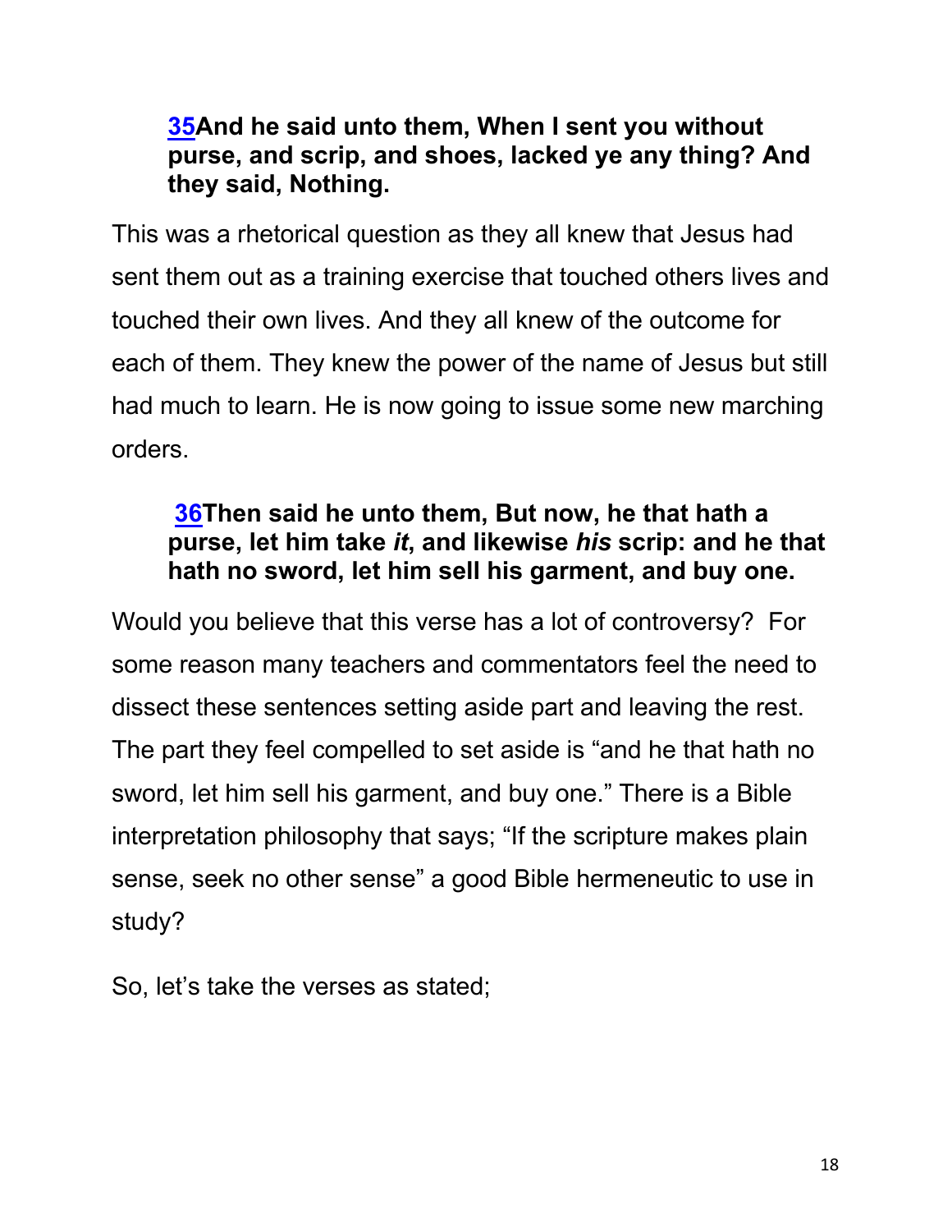> **35And he said unto them, When I sent you without purse, and scrip, and shoes, lacked ye any thing? And they said, Nothing.**

This was a rhetorical question as they all knew that Jesus had sent them out as a training exercise that touched others lives and touched their own lives. And they all knew of the outcome for each of them. They knew the power of the name of Jesus but still had much to learn. He is now going to issue some new marching orders.

> **36Then said he unto them, But now, he that hath a purse, let him take *it*, and likewise *his* scrip: and he that hath no sword, let him sell his garment, and buy one.**

Would you believe that this verse has a lot of controversy? For some reason many teachers and commentators feel the need to dissect these sentences setting aside part and leaving the rest. The part they feel compelled to set aside is "and he that hath no sword, let him sell his garment, and buy one." There is a Bible interpretation philosophy that says; "If the scripture makes plain sense, seek no other sense" a good Bible hermeneutic to use in study?

So, let's take the verses as stated;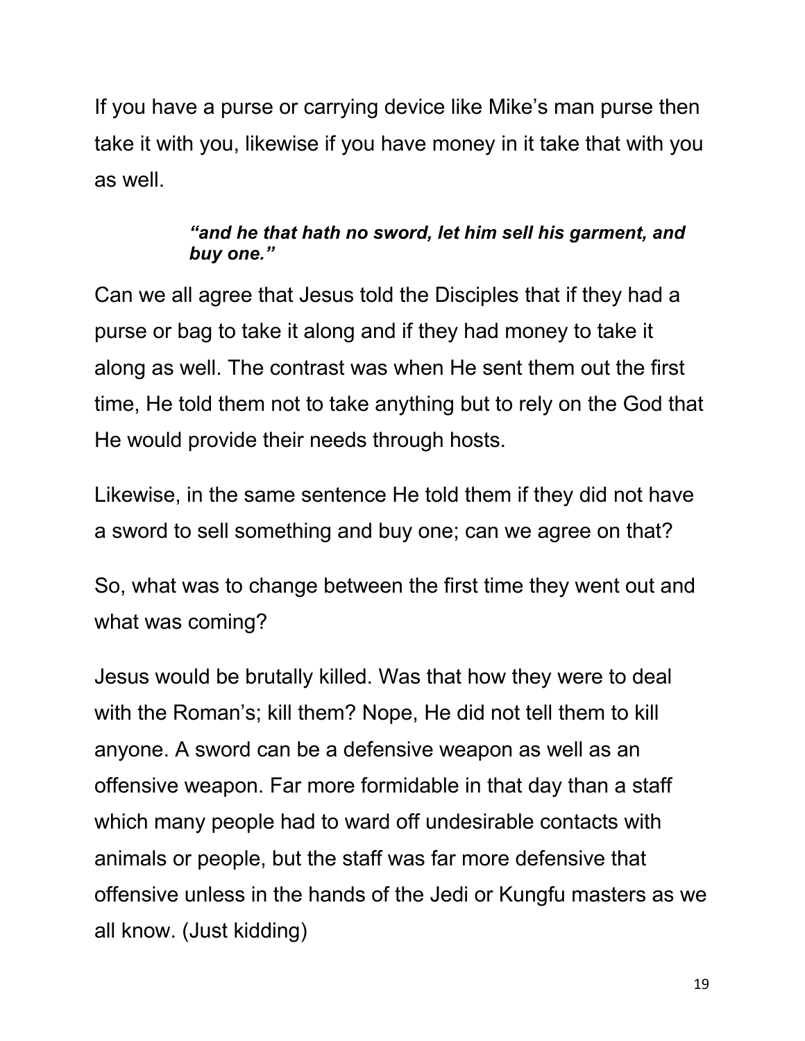If you have a purse or carrying device like Mike's man purse then take it with you, likewise if you have money in it take that with you as well.

> ***"and he that hath no sword, let him sell his garment, and buy one."***

Can we all agree that Jesus told the Disciples that if they had a purse or bag to take it along and if they had money to take it along as well. The contrast was when He sent them out the first time, He told them not to take anything but to rely on the God that He would provide their needs through hosts.

Likewise, in the same sentence He told them if they did not have a sword to sell something and buy one; can we agree on that?

So, what was to change between the first time they went out and what was coming?

Jesus would be brutally killed. Was that how they were to deal with the Roman's; kill them? Nope, He did not tell them to kill anyone. A sword can be a defensive weapon as well as an offensive weapon. Far more formidable in that day than a staff which many people had to ward off undesirable contacts with animals or people, but the staff was far more defensive that offensive unless in the hands of the Jedi or Kungfu masters as we all know. (Just kidding)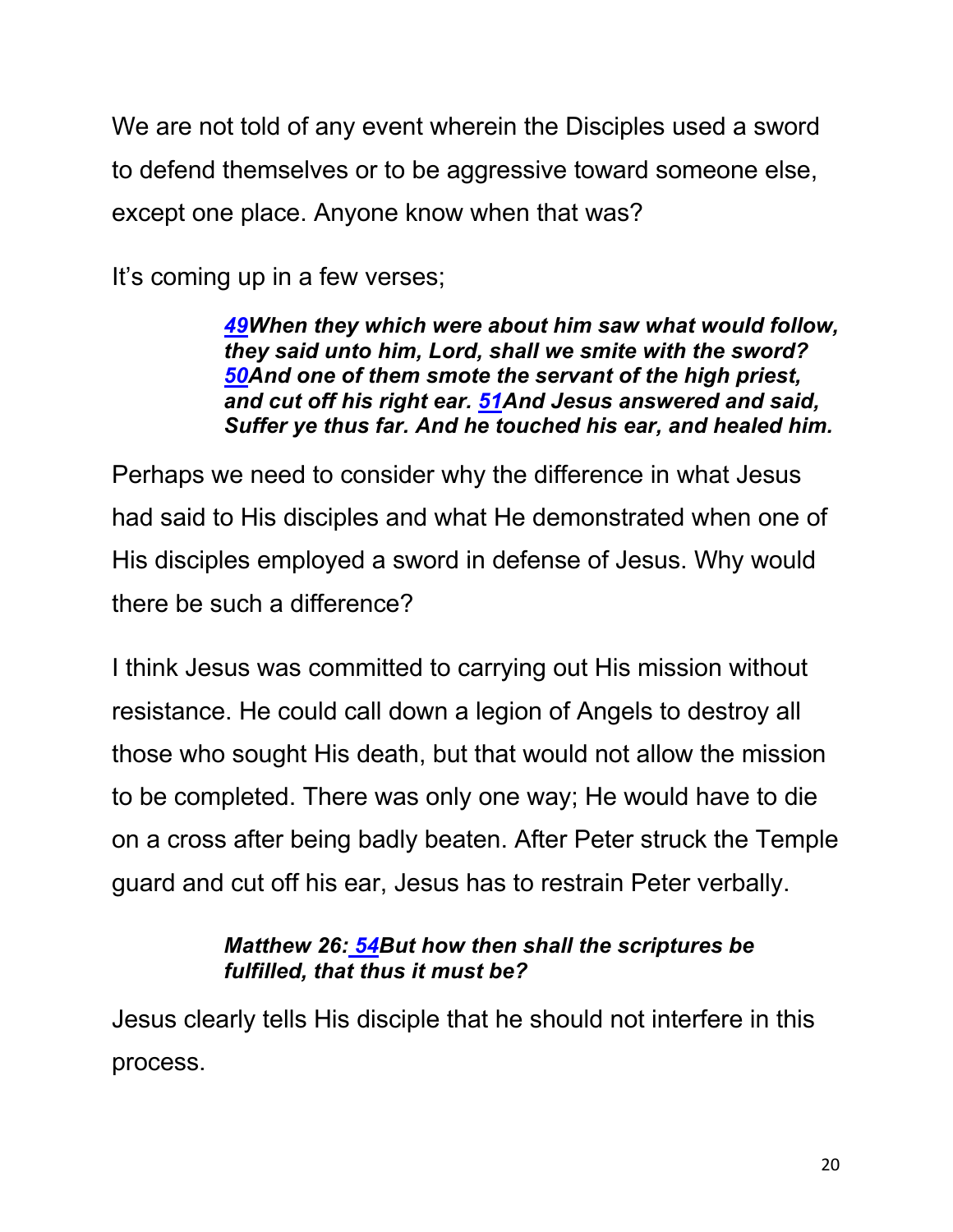We are not told of any event wherein the Disciples used a sword to defend themselves or to be aggressive toward someone else, except one place. Anyone know when that was?

It's coming up in a few verses;

> ***49When they which were about him saw what would follow, they said unto him, Lord, shall we smite with the sword? 50And one of them smote the servant of the high priest, and cut off his right ear. 51And Jesus answered and said, Suffer ye thus far. And he touched his ear, and healed him.***

Perhaps we need to consider why the difference in what Jesus had said to His disciples and what He demonstrated when one of His disciples employed a sword in defense of Jesus. Why would there be such a difference?

I think Jesus was committed to carrying out His mission without resistance. He could call down a legion of Angels to destroy all those who sought His death, but that would not allow the mission to be completed. There was only one way; He would have to die on a cross after being badly beaten. After Peter struck the Temple guard and cut off his ear, Jesus has to restrain Peter verbally.

> ***Matthew 26: 54But how then shall the scriptures be fulfilled, that thus it must be?***

Jesus clearly tells His disciple that he should not interfere in this process.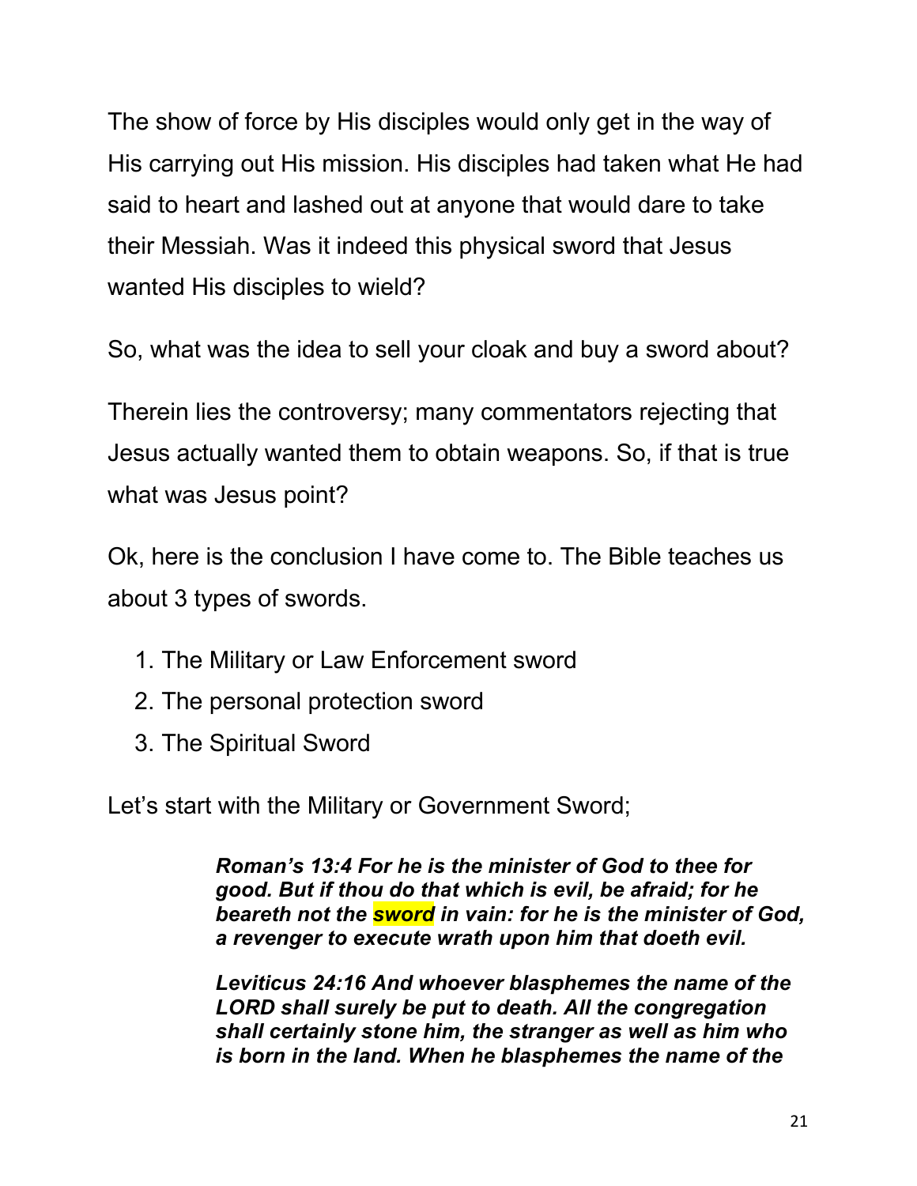The show of force by His disciples would only get in the way of His carrying out His mission. His disciples had taken what He had said to heart and lashed out at anyone that would dare to take their Messiah. Was it indeed this physical sword that Jesus wanted His disciples to wield?

So, what was the idea to sell your cloak and buy a sword about?

Therein lies the controversy; many commentators rejecting that Jesus actually wanted them to obtain weapons. So, if that is true what was Jesus point?

Ok, here is the conclusion I have come to. The Bible teaches us about 3 types of swords.

1. The Military or Law Enforcement sword
2. The personal protection sword
3. The Spiritual Sword

Let's start with the Military or Government Sword;

> ***Roman's 13:4 For he is the minister of God to thee for good. But if thou do that which is evil, be afraid; for he beareth not the sword in vain: for he is the minister of God, a revenger to execute wrath upon him that doeth evil.***
>
> ***Leviticus 24:16 And whoever blasphemes the name of the LORD shall surely be put to death. All the congregation shall certainly stone him, the stranger as well as him who is born in the land. When he blasphemes the name of the***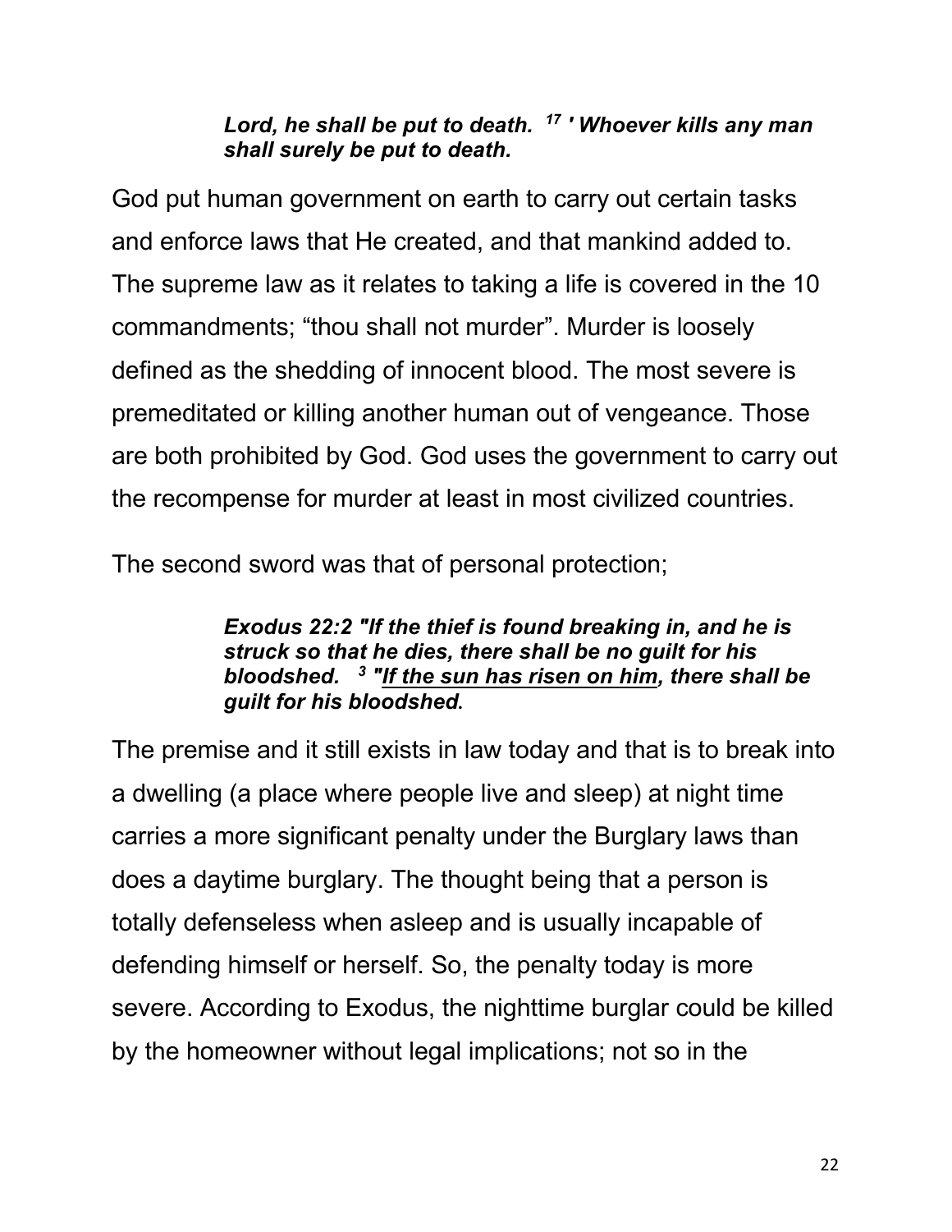> ***Lord, he shall be put to death.*** [17] ***' Whoever kills any man shall surely be put to death.***

God put human government on earth to carry out certain tasks and enforce laws that He created, and that mankind added to. The supreme law as it relates to taking a life is covered in the 10 commandments; “thou shall not murder”. Murder is loosely defined as the shedding of innocent blood. The most severe is premeditated or killing another human out of vengeance. Those are both prohibited by God. God uses the government to carry out the recompense for murder at least in most civilized countries.

The second sword was that of personal protection;

> ***Exodus 22:2 "If the thief is found breaking in, and he is struck so that he dies, there shall be no guilt for his bloodshed.*** [3] ***"<u>If the sun has risen on him</u>, there shall be guilt for his bloodshed.***

The premise and it still exists in law today and that is to break into a dwelling (a place where people live and sleep) at night time carries a more significant penalty under the Burglary laws than does a daytime burglary. The thought being that a person is totally defenseless when asleep and is usually incapable of defending himself or herself. So, the penalty today is more severe. According to Exodus, the nighttime burglar could be killed by the homeowner without legal implications; not so in the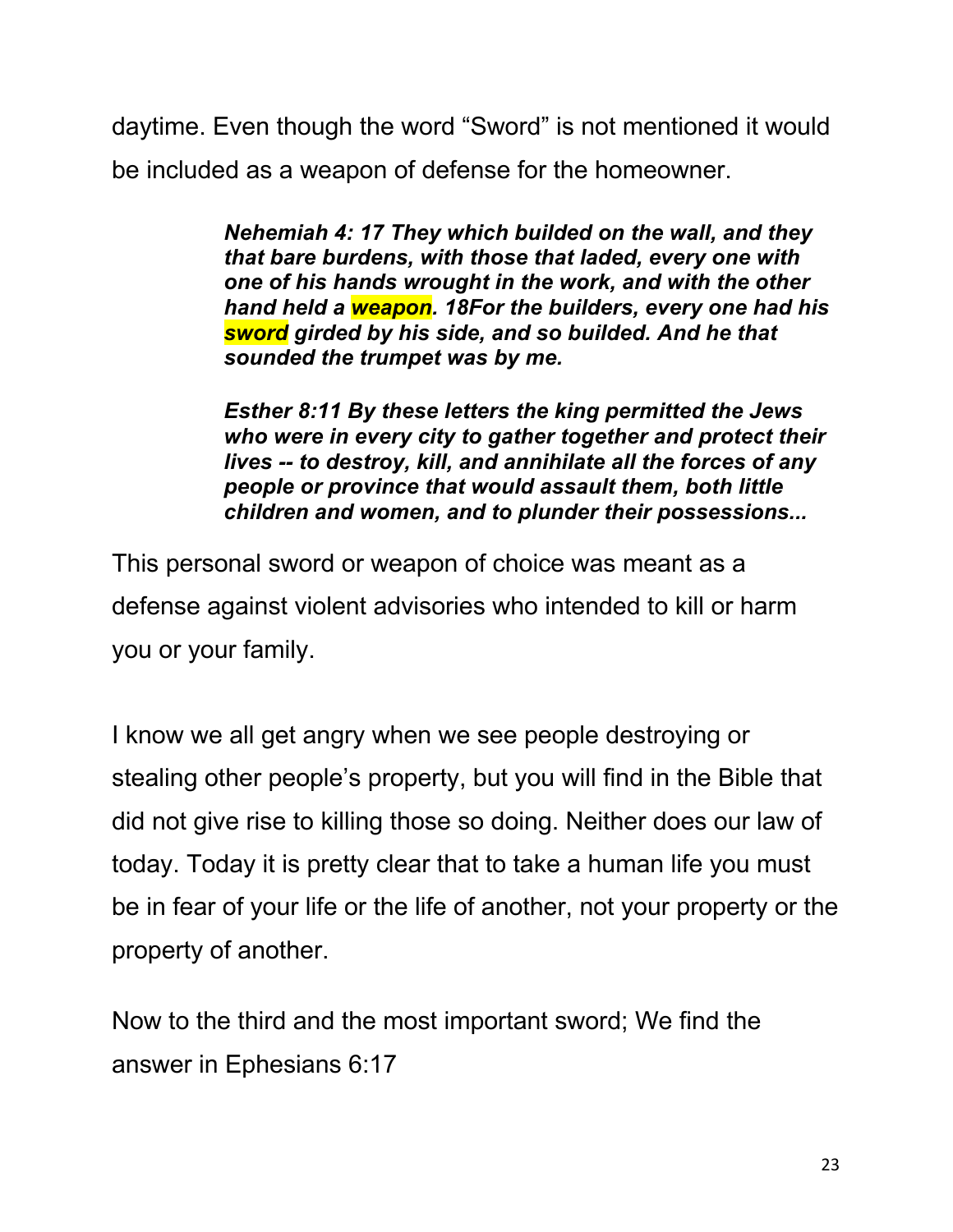daytime. Even though the word "Sword" is not mentioned it would be included as a weapon of defense for the homeowner.

> ***Nehemiah 4: 17 They which builded on the wall, and they that bare burdens, with those that laded, every one with one of his hands wrought in the work, and with the other hand held a weapon. 18For the builders, every one had his sword girded by his side, and so builded. And he that sounded the trumpet was by me.***
>
> ***Esther 8:11 By these letters the king permitted the Jews who were in every city to gather together and protect their lives -- to destroy, kill, and annihilate all the forces of any people or province that would assault them, both little children and women, and to plunder their possessions...***

This personal sword or weapon of choice was meant as a defense against violent advisories who intended to kill or harm you or your family.

I know we all get angry when we see people destroying or stealing other people's property, but you will find in the Bible that did not give rise to killing those so doing. Neither does our law of today. Today it is pretty clear that to take a human life you must be in fear of your life or the life of another, not your property or the property of another.

Now to the third and the most important sword; We find the answer in Ephesians 6:17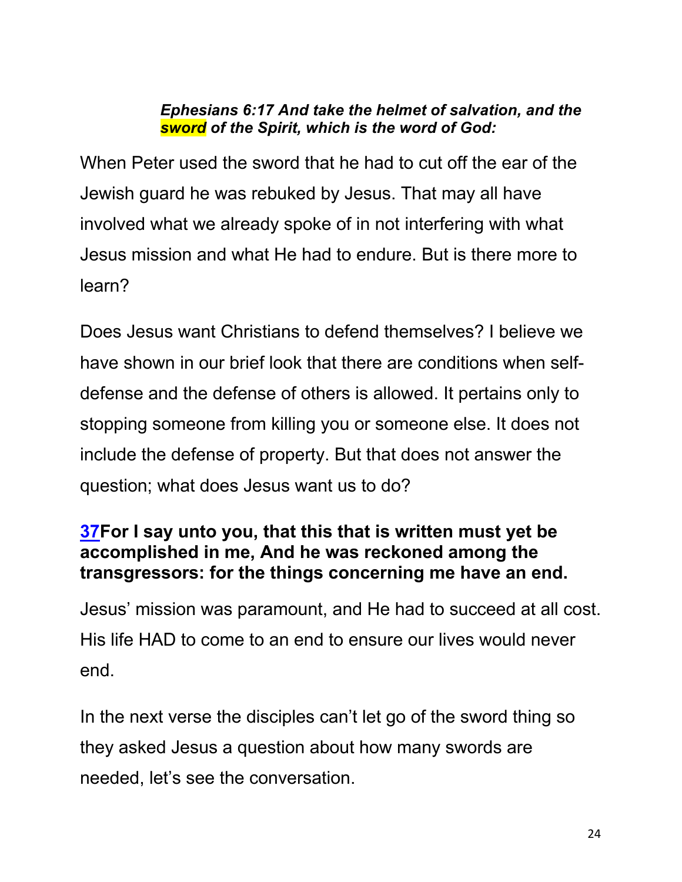***Ephesians 6:17 And take the helmet of salvation, and the sword of the Spirit, which is the word of God:***

When Peter used the sword that he had to cut off the ear of the Jewish guard he was rebuked by Jesus. That may all have involved what we already spoke of in not interfering with what Jesus mission and what He had to endure. But is there more to learn?

Does Jesus want Christians to defend themselves? I believe we have shown in our brief look that there are conditions when self-defense and the defense of others is allowed. It pertains only to stopping someone from killing you or someone else. It does not include the defense of property. But that does not answer the question; what does Jesus want us to do?

**37For I say unto you, that this that is written must yet be accomplished in me, And he was reckoned among the transgressors: for the things concerning me have an end.**

Jesus' mission was paramount, and He had to succeed at all cost. His life HAD to come to an end to ensure our lives would never end.

In the next verse the disciples can't let go of the sword thing so they asked Jesus a question about how many swords are needed, let's see the conversation.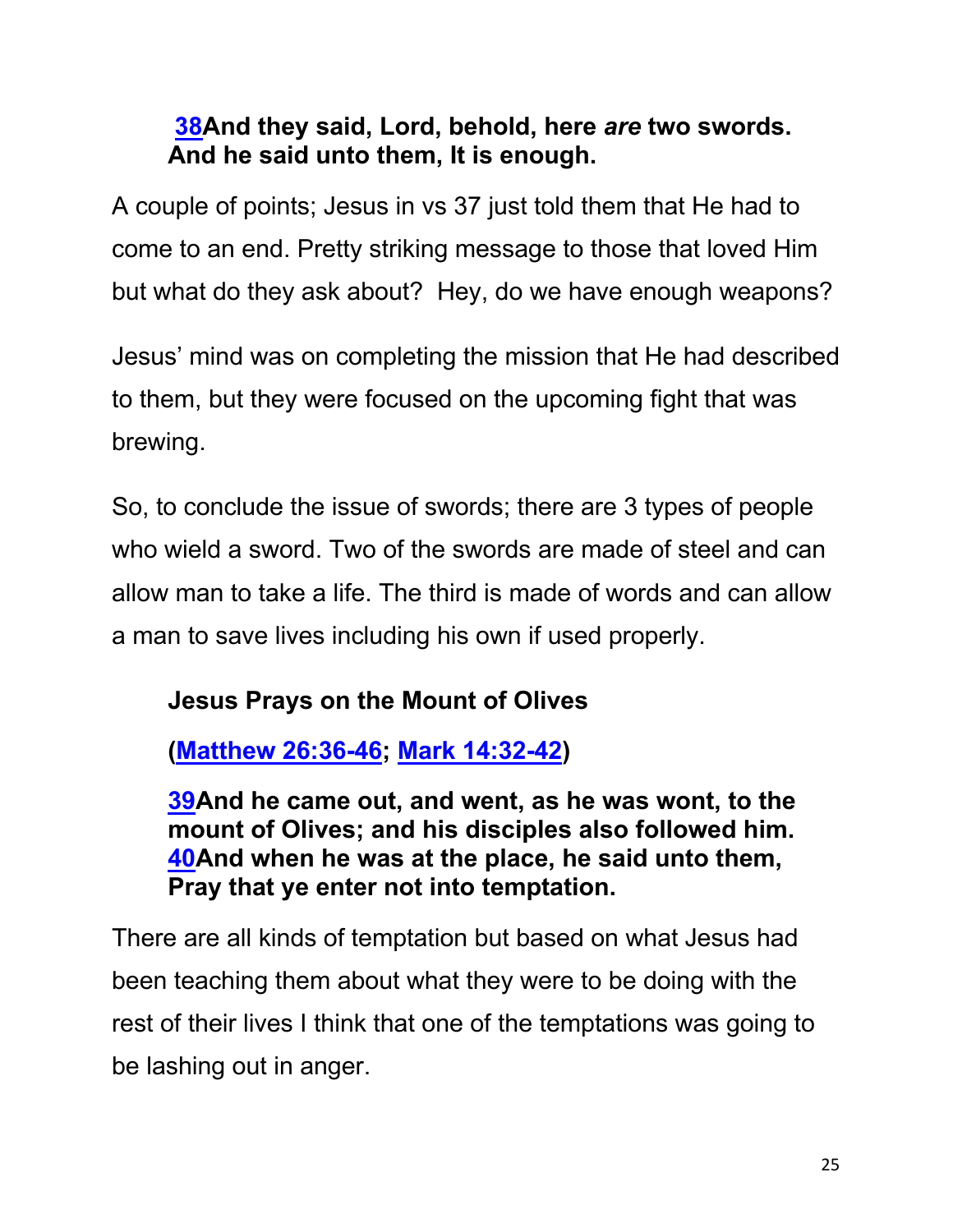**38And they said, Lord, behold, here *are* two swords. And he said unto them, It is enough.**

A couple of points; Jesus in vs 37 just told them that He had to come to an end. Pretty striking message to those that loved Him but what do they ask about? Hey, do we have enough weapons?

Jesus' mind was on completing the mission that He had described to them, but they were focused on the upcoming fight that was brewing.

So, to conclude the issue of swords; there are 3 types of people who wield a sword. Two of the swords are made of steel and can allow man to take a life. The third is made of words and can allow a man to save lives including his own if used properly.

**Jesus Prays on the Mount of Olives**

**(Matthew 26:36-46; Mark 14:32-42)**

**39And he came out, and went, as he was wont, to the mount of Olives; and his disciples also followed him. 40And when he was at the place, he said unto them, Pray that ye enter not into temptation.**

There are all kinds of temptation but based on what Jesus had been teaching them about what they were to be doing with the rest of their lives I think that one of the temptations was going to be lashing out in anger.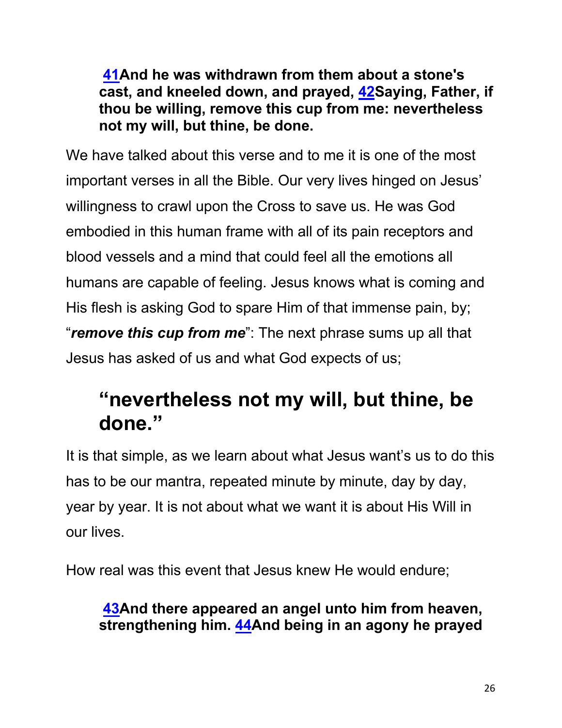**[41](#)And he was withdrawn from them about a stone's cast, and kneeled down, and prayed, [42](#)Saying, Father, if thou be willing, remove this cup from me: nevertheless not my will, but thine, be done.**

We have talked about this verse and to me it is one of the most important verses in all the Bible. Our very lives hinged on Jesus' willingness to crawl upon the Cross to save us. He was God embodied in this human frame with all of its pain receptors and blood vessels and a mind that could feel all the emotions all humans are capable of feeling. Jesus knows what is coming and His flesh is asking God to spare Him of that immense pain, by; "***remove this cup from me***": The next phrase sums up all that Jesus has asked of us and what God expects of us;

## "nevertheless not my will, but thine, be done."

It is that simple, as we learn about what Jesus want's us to do this has to be our mantra, repeated minute by minute, day by day, year by year. It is not about what we want it is about His Will in our lives.

How real was this event that Jesus knew He would endure;

**[43](#)And there appeared an angel unto him from heaven, strengthening him. [44](#)And being in an agony he prayed**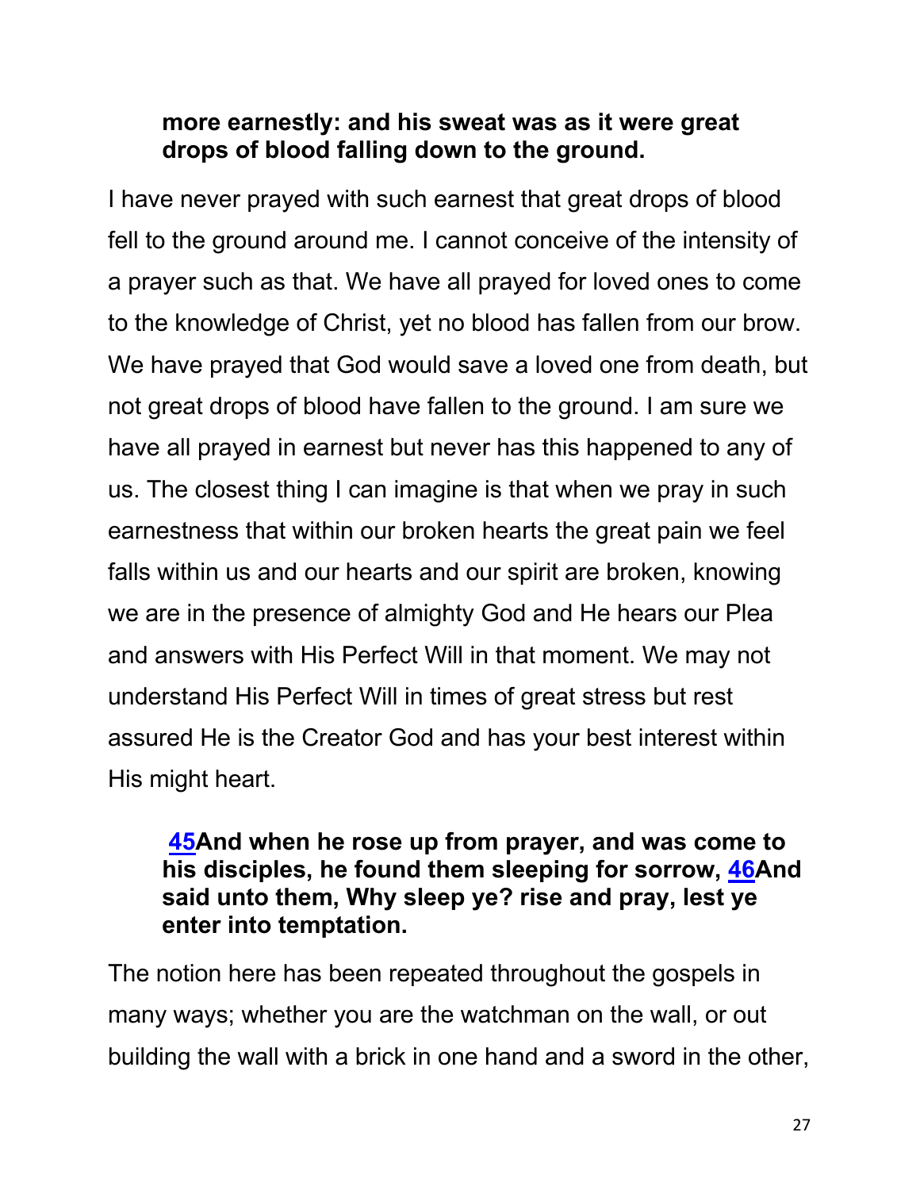**more earnestly: and his sweat was as it were great drops of blood falling down to the ground.**

I have never prayed with such earnest that great drops of blood fell to the ground around me. I cannot conceive of the intensity of a prayer such as that. We have all prayed for loved ones to come to the knowledge of Christ, yet no blood has fallen from our brow. We have prayed that God would save a loved one from death, but not great drops of blood have fallen to the ground. I am sure we have all prayed in earnest but never has this happened to any of us. The closest thing I can imagine is that when we pray in such earnestness that within our broken hearts the great pain we feel falls within us and our hearts and our spirit are broken, knowing we are in the presence of almighty God and He hears our Plea and answers with His Perfect Will in that moment. We may not understand His Perfect Will in times of great stress but rest assured He is the Creator God and has your best interest within His might heart.

**45And when he rose up from prayer, and was come to his disciples, he found them sleeping for sorrow, 46And said unto them, Why sleep ye? rise and pray, lest ye enter into temptation.**

The notion here has been repeated throughout the gospels in many ways; whether you are the watchman on the wall, or out building the wall with a brick in one hand and a sword in the other,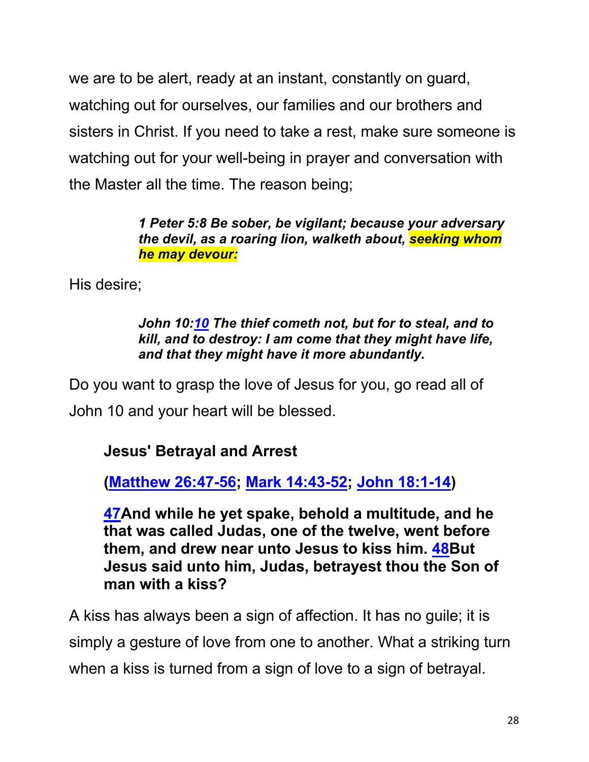we are to be alert, ready at an instant, constantly on guard, watching out for ourselves, our families and our brothers and sisters in Christ. If you need to take a rest, make sure someone is watching out for your well-being in prayer and conversation with the Master all the time. The reason being;

> ***1 Peter 5:8 Be sober, be vigilant; because your adversary the devil, as a roaring lion, walketh about, seeking whom he may devour:***

His desire;

> ***John 10:10 The thief cometh not, but for to steal, and to kill, and to destroy: I am come that they might have life, and that they might have it more abundantly.***

Do you want to grasp the love of Jesus for you, go read all of John 10 and your heart will be blessed.

**Jesus' Betrayal and Arrest**

**(Matthew 26:47-56; Mark 14:43-52; John 18:1-14)**

**47And while he yet spake, behold a multitude, and he that was called Judas, one of the twelve, went before them, and drew near unto Jesus to kiss him. 48But Jesus said unto him, Judas, betrayest thou the Son of man with a kiss?**

A kiss has always been a sign of affection. It has no guile; it is simply a gesture of love from one to another. What a striking turn when a kiss is turned from a sign of love to a sign of betrayal.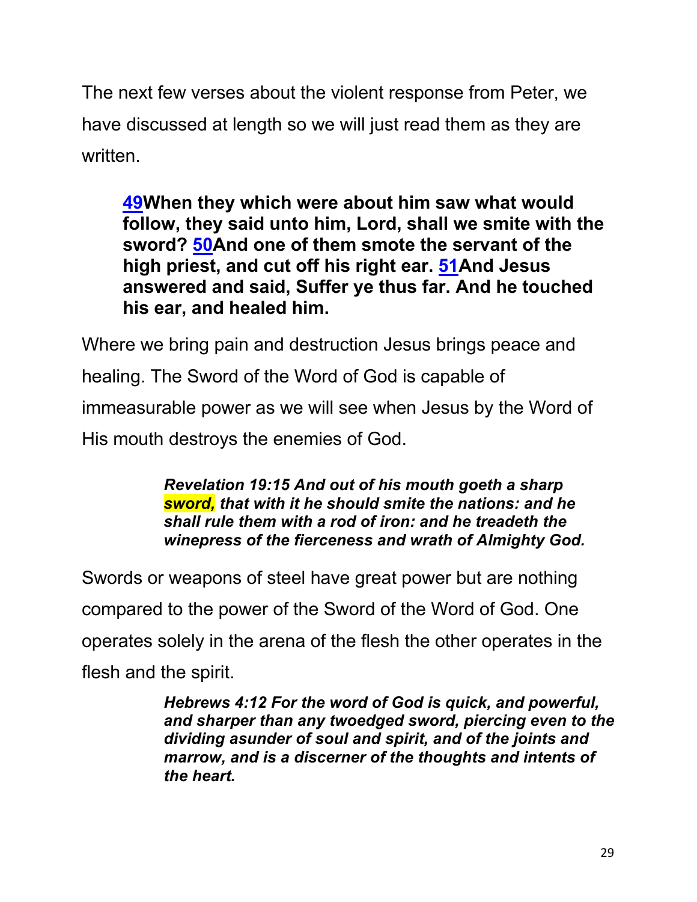The next few verses about the violent response from Peter, we have discussed at length so we will just read them as they are written.

> **49When they which were about him saw what would follow, they said unto him, Lord, shall we smite with the sword? 50And one of them smote the servant of the high priest, and cut off his right ear. 51And Jesus answered and said, Suffer ye thus far. And he touched his ear, and healed him.**

Where we bring pain and destruction Jesus brings peace and healing. The Sword of the Word of God is capable of immeasurable power as we will see when Jesus by the Word of His mouth destroys the enemies of God.

> ***Revelation 19:15 And out of his mouth goeth a sharp sword, that with it he should smite the nations: and he shall rule them with a rod of iron: and he treadeth the winepress of the fierceness and wrath of Almighty God.***

Swords or weapons of steel have great power but are nothing compared to the power of the Sword of the Word of God. One operates solely in the arena of the flesh the other operates in the flesh and the spirit.

> ***Hebrews 4:12 For the word of God is quick, and powerful, and sharper than any twoedged sword, piercing even to the dividing asunder of soul and spirit, and of the joints and marrow, and is a discerner of the thoughts and intents of the heart.***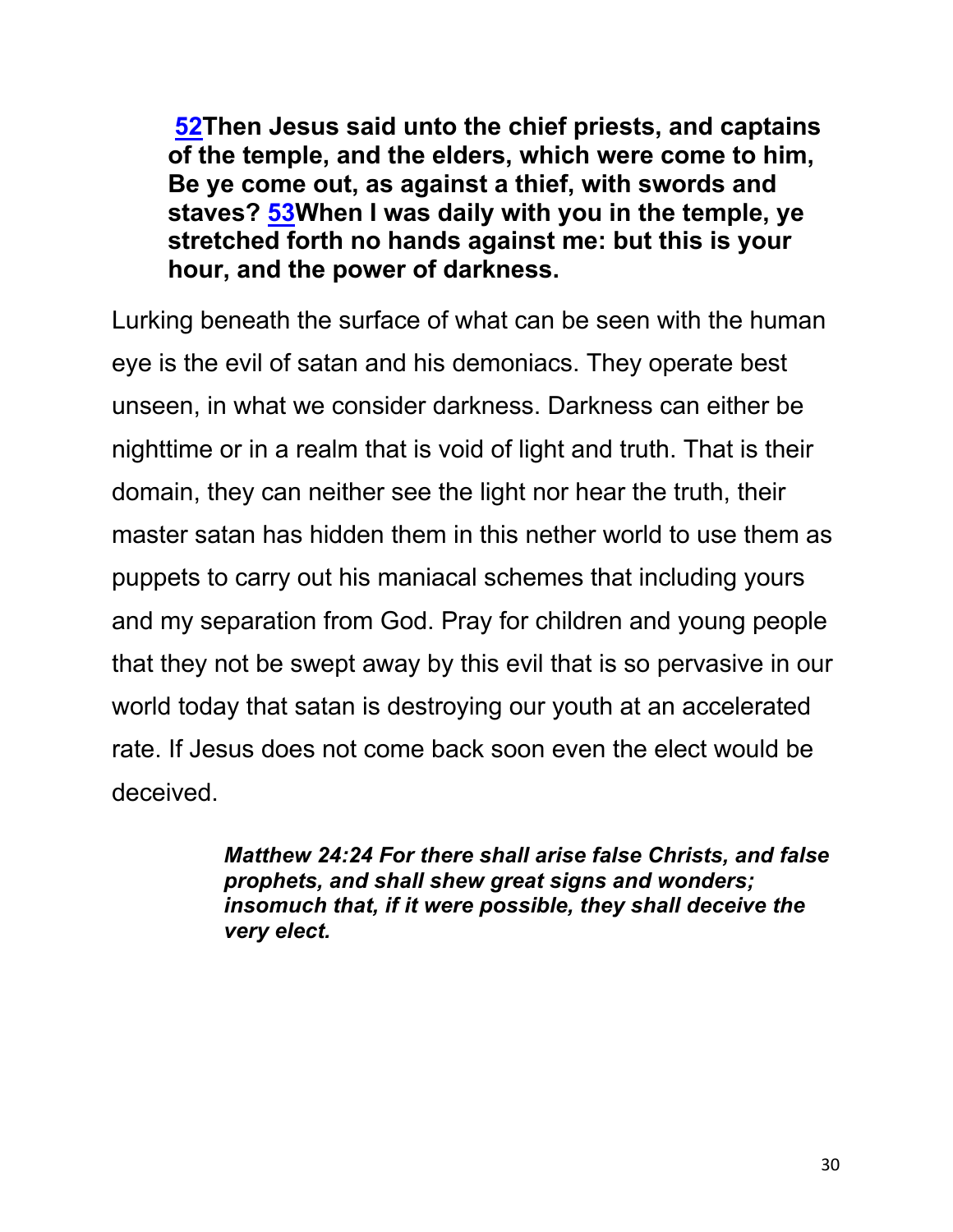**[52](#)Then Jesus said unto the chief priests, and captains of the temple, and the elders, which were come to him, Be ye come out, as against a thief, with swords and staves? [53](#)When I was daily with you in the temple, ye stretched forth no hands against me: but this is your hour, and the power of darkness.**

Lurking beneath the surface of what can be seen with the human eye is the evil of satan and his demoniacs. They operate best unseen, in what we consider darkness. Darkness can either be nighttime or in a realm that is void of light and truth. That is their domain, they can neither see the light nor hear the truth, their master satan has hidden them in this nether world to use them as puppets to carry out his maniacal schemes that including yours and my separation from God. Pray for children and young people that they not be swept away by this evil that is so pervasive in our world today that satan is destroying our youth at an accelerated rate. If Jesus does not come back soon even the elect would be deceived.

***Matthew 24:24 For there shall arise false Christs, and false prophets, and shall shew great signs and wonders; insomuch that, if it were possible, they shall deceive the very elect.***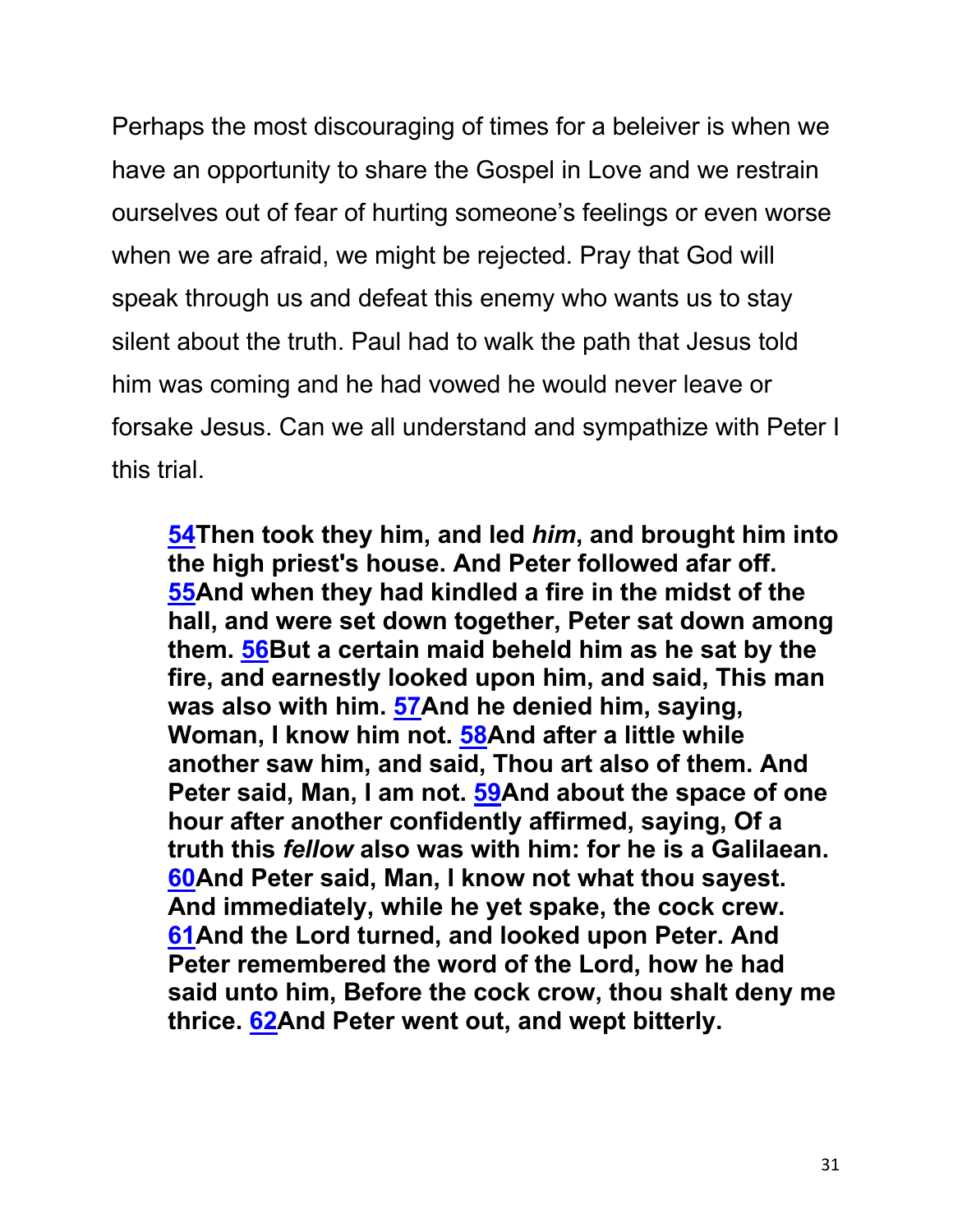Perhaps the most discouraging of times for a beleiver is when we have an opportunity to share the Gospel in Love and we restrain ourselves out of fear of hurting someone's feelings or even worse when we are afraid, we might be rejected. Pray that God will speak through us and defeat this enemy who wants us to stay silent about the truth. Paul had to walk the path that Jesus told him was coming and he had vowed he would never leave or forsake Jesus. Can we all understand and sympathize with Peter I this trial.

> **54Then took they him, and led *him*, and brought him into the high priest's house. And Peter followed afar off. 55And when they had kindled a fire in the midst of the hall, and were set down together, Peter sat down among them. 56But a certain maid beheld him as he sat by the fire, and earnestly looked upon him, and said, This man was also with him. 57And he denied him, saying, Woman, I know him not. 58And after a little while another saw him, and said, Thou art also of them. And Peter said, Man, I am not. 59And about the space of one hour after another confidently affirmed, saying, Of a truth this *fellow* also was with him: for he is a Galilaean. 60And Peter said, Man, I know not what thou sayest. And immediately, while he yet spake, the cock crew. 61And the Lord turned, and looked upon Peter. And Peter remembered the word of the Lord, how he had said unto him, Before the cock crow, thou shalt deny me thrice. 62And Peter went out, and wept bitterly.**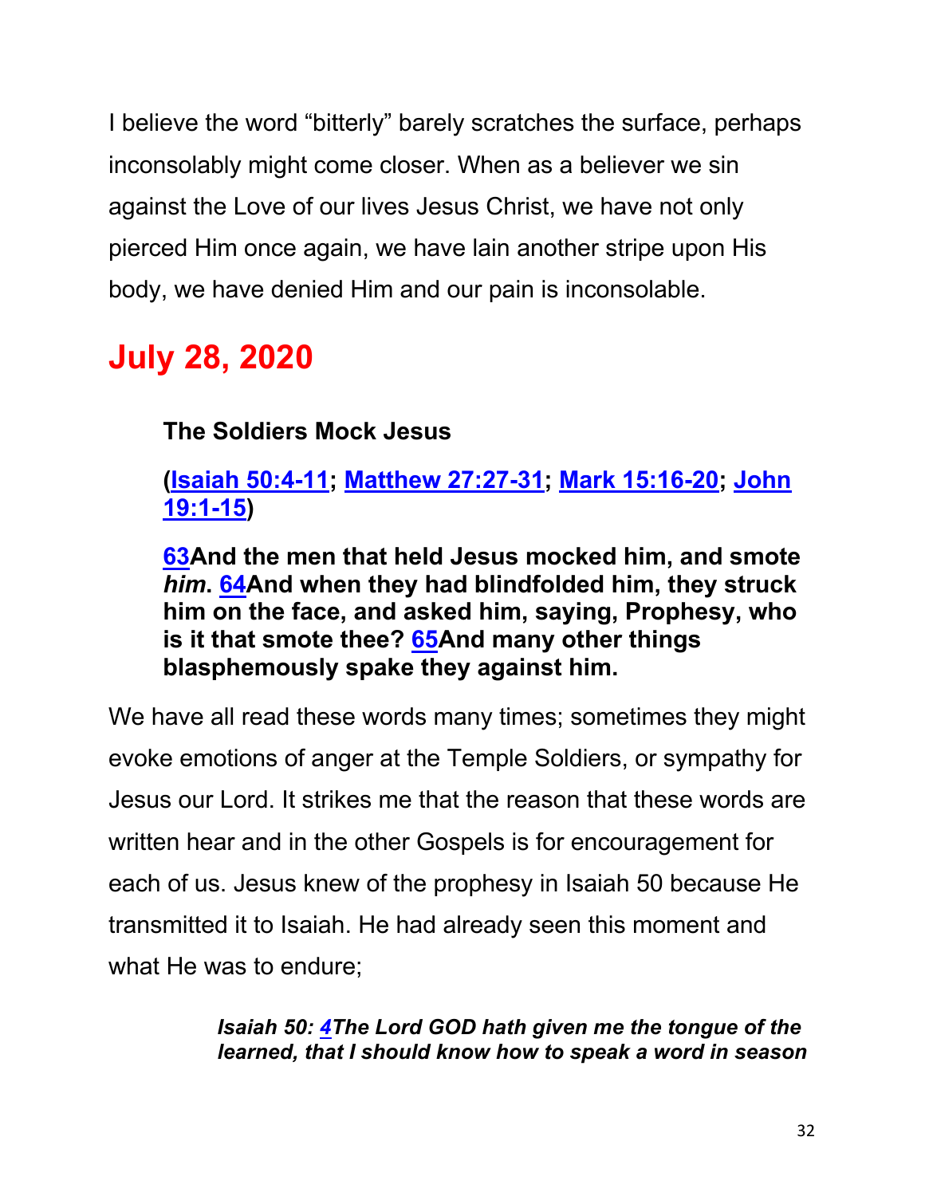I believe the word "bitterly" barely scratches the surface, perhaps inconsolably might come closer. When as a believer we sin against the Love of our lives Jesus Christ, we have not only pierced Him once again, we have lain another stripe upon His body, we have denied Him and our pain is inconsolable.

## July 28, 2020

**The Soldiers Mock Jesus**

**(Isaiah 50:4-11; Matthew 27:27-31; Mark 15:16-20; John 19:1-15)**

**63And the men that held Jesus mocked him, and smote *him*. 64And when they had blindfolded him, they struck him on the face, and asked him, saying, Prophesy, who is it that smote thee? 65And many other things blasphemously spake they against him.**

We have all read these words many times; sometimes they might evoke emotions of anger at the Temple Soldiers, or sympathy for Jesus our Lord. It strikes me that the reason that these words are written hear and in the other Gospels is for encouragement for each of us. Jesus knew of the prophesy in Isaiah 50 because He transmitted it to Isaiah. He had already seen this moment and what He was to endure;

> ***Isaiah 50: 4The Lord GOD hath given me the tongue of the learned, that I should know how to speak a word in season***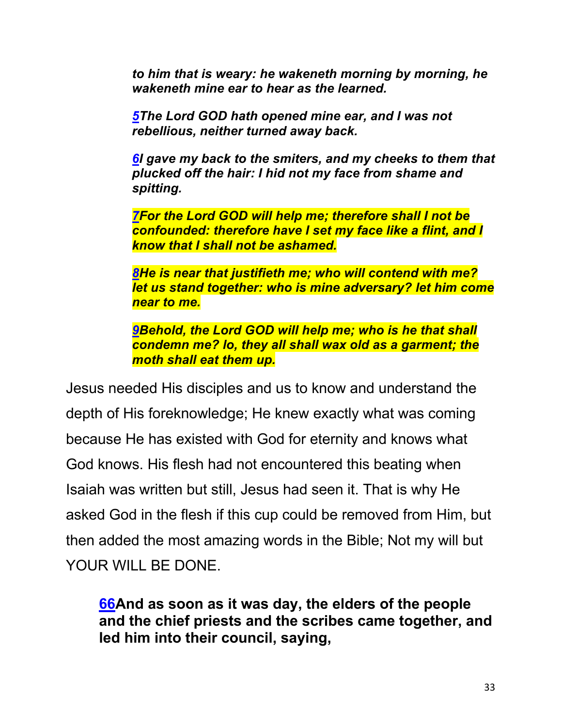*to him that is weary: he wakeneth morning by morning, he wakeneth mine ear to hear as the learned.*

*5The Lord GOD hath opened mine ear, and I was not rebellious, neither turned away back.*

*6I gave my back to the smiters, and my cheeks to them that plucked off the hair: I hid not my face from shame and spitting.*

*7For the Lord GOD will help me; therefore shall I not be confounded: therefore have I set my face like a flint, and I know that I shall not be ashamed.*

*8He is near that justifieth me; who will contend with me? let us stand together: who is mine adversary? let him come near to me.*

*9Behold, the Lord GOD will help me; who is he that shall condemn me? lo, they all shall wax old as a garment; the moth shall eat them up.*

Jesus needed His disciples and us to know and understand the depth of His foreknowledge; He knew exactly what was coming because He has existed with God for eternity and knows what God knows. His flesh had not encountered this beating when Isaiah was written but still, Jesus had seen it. That is why He asked God in the flesh if this cup could be removed from Him, but then added the most amazing words in the Bible; Not my will but YOUR WILL BE DONE.

**66And as soon as it was day, the elders of the people and the chief priests and the scribes came together, and led him into their council, saying,**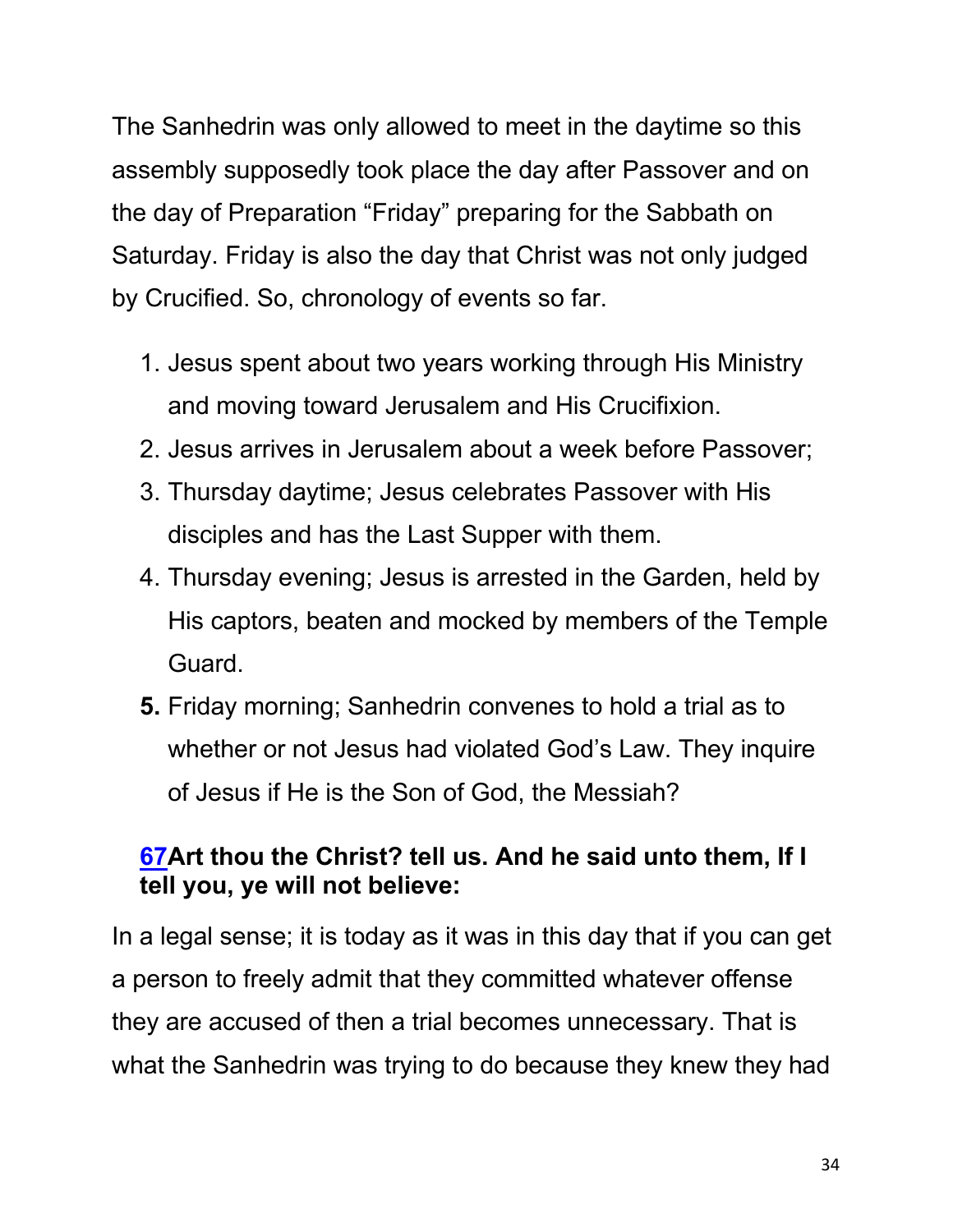The Sanhedrin was only allowed to meet in the daytime so this assembly supposedly took place the day after Passover and on the day of Preparation "Friday" preparing for the Sabbath on Saturday. Friday is also the day that Christ was not only judged by Crucified. So, chronology of events so far.

1. Jesus spent about two years working through His Ministry and moving toward Jerusalem and His Crucifixion.
2. Jesus arrives in Jerusalem about a week before Passover;
3. Thursday daytime; Jesus celebrates Passover with His disciples and has the Last Supper with them.
4. Thursday evening; Jesus is arrested in the Garden, held by His captors, beaten and mocked by members of the Temple Guard.
5. Friday morning; Sanhedrin convenes to hold a trial as to whether or not Jesus had violated God's Law. They inquire of Jesus if He is the Son of God, the Messiah?

**67Art thou the Christ? tell us. And he said unto them, If I tell you, ye will not believe:**

In a legal sense; it is today as it was in this day that if you can get a person to freely admit that they committed whatever offense they are accused of then a trial becomes unnecessary. That is what the Sanhedrin was trying to do because they knew they had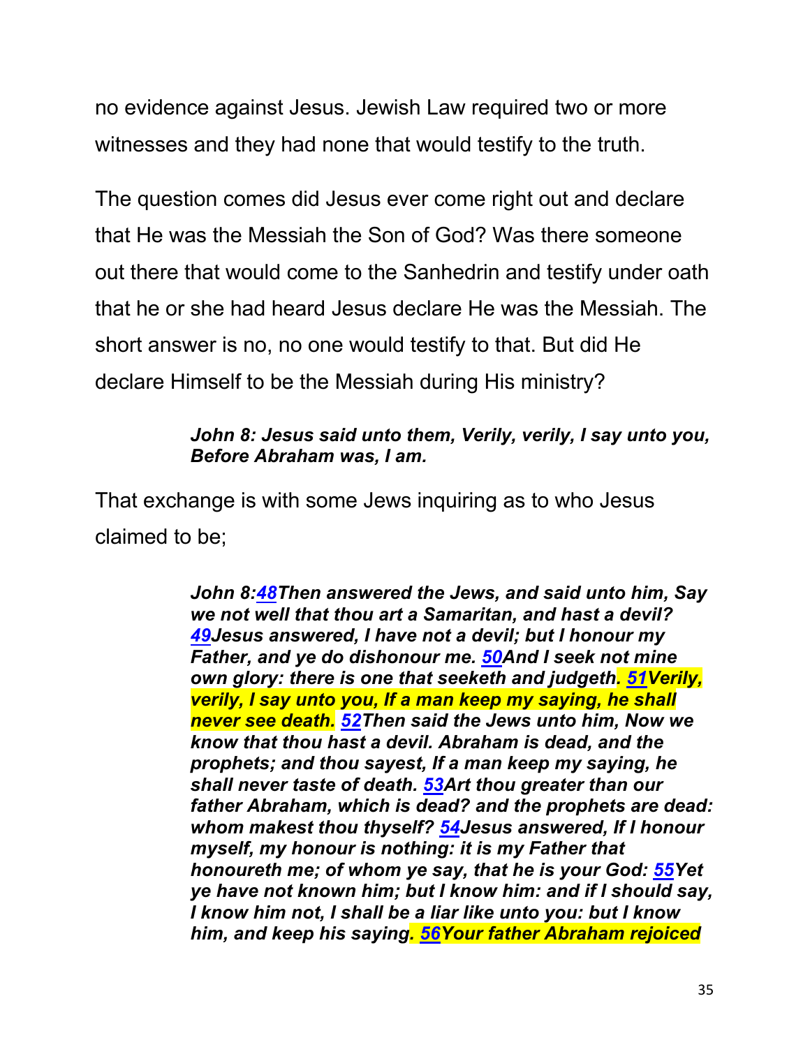no evidence against Jesus. Jewish Law required two or more witnesses and they had none that would testify to the truth.

The question comes did Jesus ever come right out and declare that He was the Messiah the Son of God? Was there someone out there that would come to the Sanhedrin and testify under oath that he or she had heard Jesus declare He was the Messiah. The short answer is no, no one would testify to that. But did He declare Himself to be the Messiah during His ministry?

> ***John 8: Jesus said unto them, Verily, verily, I say unto you, Before Abraham was, I am.***

That exchange is with some Jews inquiring as to who Jesus claimed to be;

> ***John 8:48Then answered the Jews, and said unto him, Say we not well that thou art a Samaritan, and hast a devil? 49Jesus answered, I have not a devil; but I honour my Father, and ye do dishonour me. 50And I seek not mine own glory: there is one that seeketh and judgeth. 51Verily, verily, I say unto you, If a man keep my saying, he shall never see death. 52Then said the Jews unto him, Now we know that thou hast a devil. Abraham is dead, and the prophets; and thou sayest, If a man keep my saying, he shall never taste of death. 53Art thou greater than our father Abraham, which is dead? and the prophets are dead: whom makest thou thyself? 54Jesus answered, If I honour myself, my honour is nothing: it is my Father that honoureth me; of whom ye say, that he is your God: 55Yet ye have not known him; but I know him: and if I should say, I know him not, I shall be a liar like unto you: but I know him, and keep his saying. 56Your father Abraham rejoiced***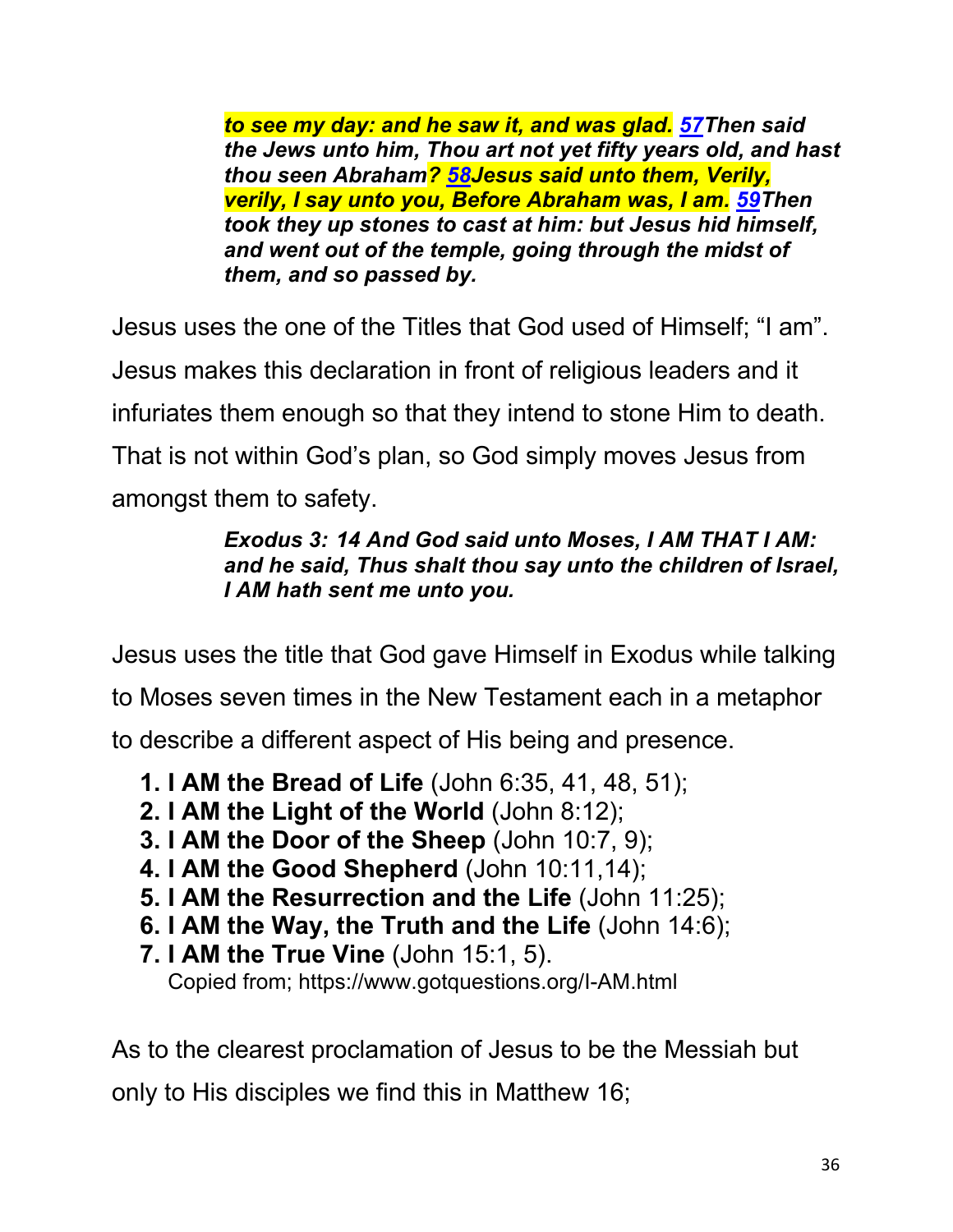> ***to see my day: and he saw it, and was glad. [57](#)Then said the Jews unto him, Thou art not yet fifty years old, and hast thou seen Abraham? [58](#)Jesus said unto them, Verily, verily, I say unto you, Before Abraham was, I am. [59](#)Then took they up stones to cast at him: but Jesus hid himself, and went out of the temple, going through the midst of them, and so passed by.***

Jesus uses the one of the Titles that God used of Himself; “I am”. Jesus makes this declaration in front of religious leaders and it infuriates them enough so that they intend to stone Him to death. That is not within God’s plan, so God simply moves Jesus from amongst them to safety.

> ***Exodus 3: 14 And God said unto Moses, I AM THAT I AM: and he said, Thus shalt thou say unto the children of Israel, I AM hath sent me unto you.***

Jesus uses the title that God gave Himself in Exodus while talking to Moses seven times in the New Testament each in a metaphor to describe a different aspect of His being and presence.

1. **I AM the Bread of Life** (John 6:35, 41, 48, 51);
2. **I AM the Light of the World** (John 8:12);
3. **I AM the Door of the Sheep** (John 10:7, 9);
4. **I AM the Good Shepherd** (John 10:11,14);
5. **I AM the Resurrection and the Life** (John 11:25);
6. **I AM the Way, the Truth and the Life** (John 14:6);
7. **I AM the True Vine** (John 15:1, 5).

   Copied from; https://www.gotquestions.org/I-AM.html

As to the clearest proclamation of Jesus to be the Messiah but only to His disciples we find this in Matthew 16;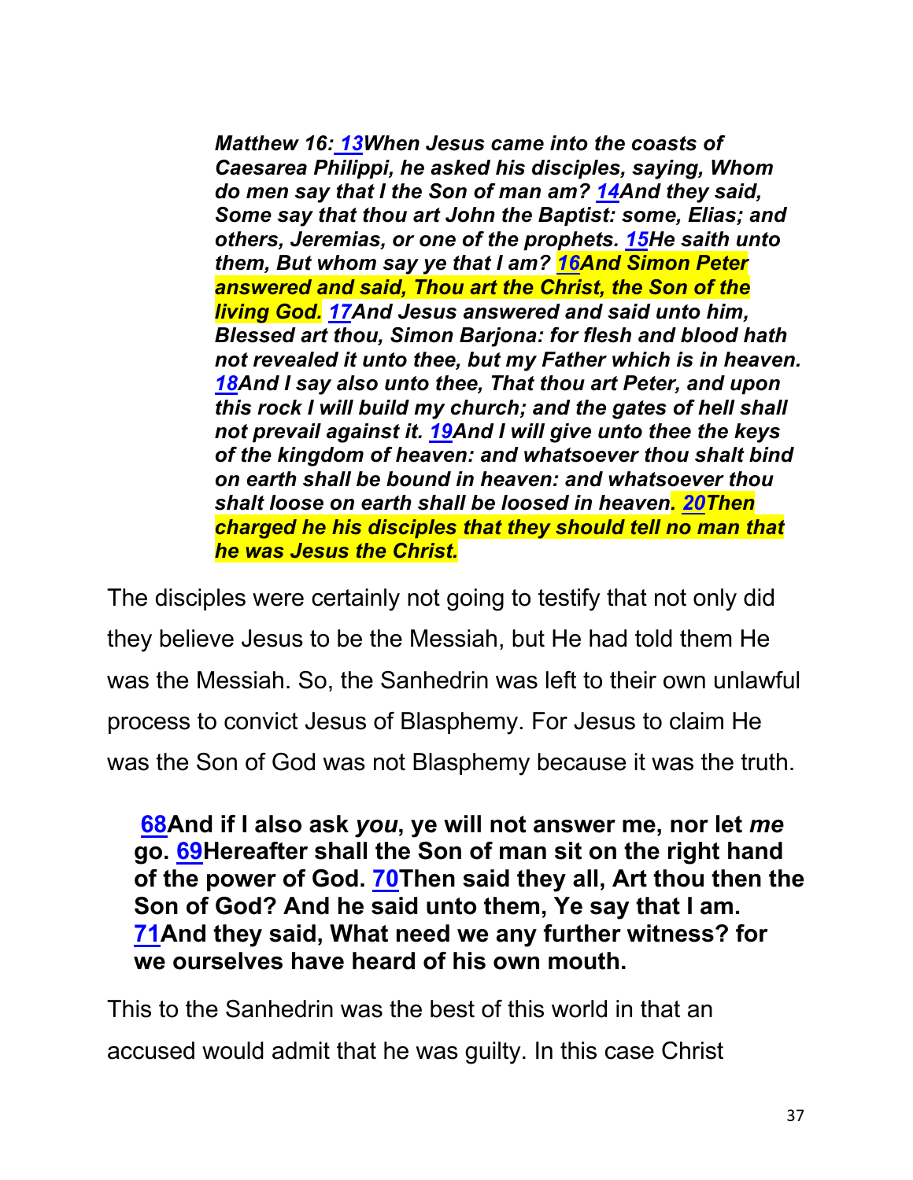*Matthew 16: 13When Jesus came into the coasts of Caesarea Philippi, he asked his disciples, saying, Whom do men say that I the Son of man am? 14And they said, Some say that thou art John the Baptist: some, Elias; and others, Jeremias, or one of the prophets. 15He saith unto them, But whom say ye that I am? 16And Simon Peter answered and said, Thou art the Christ, the Son of the living God. 17And Jesus answered and said unto him, Blessed art thou, Simon Barjona: for flesh and blood hath not revealed it unto thee, but my Father which is in heaven. 18And I say also unto thee, That thou art Peter, and upon this rock I will build my church; and the gates of hell shall not prevail against it. 19And I will give unto thee the keys of the kingdom of heaven: and whatsoever thou shalt bind on earth shall be bound in heaven: and whatsoever thou shalt loose on earth shall be loosed in heaven. 20Then charged he his disciples that they should tell no man that he was Jesus the Christ.*

The disciples were certainly not going to testify that not only did they believe Jesus to be the Messiah, but He had told them He was the Messiah. So, the Sanhedrin was left to their own unlawful process to convict Jesus of Blasphemy. For Jesus to claim He was the Son of God was not Blasphemy because it was the truth.

**68And if I also ask *you*, ye will not answer me, nor let *me* go. 69Hereafter shall the Son of man sit on the right hand of the power of God. 70Then said they all, Art thou then the Son of God? And he said unto them, Ye say that I am. 71And they said, What need we any further witness? for we ourselves have heard of his own mouth.**

This to the Sanhedrin was the best of this world in that an accused would admit that he was guilty. In this case Christ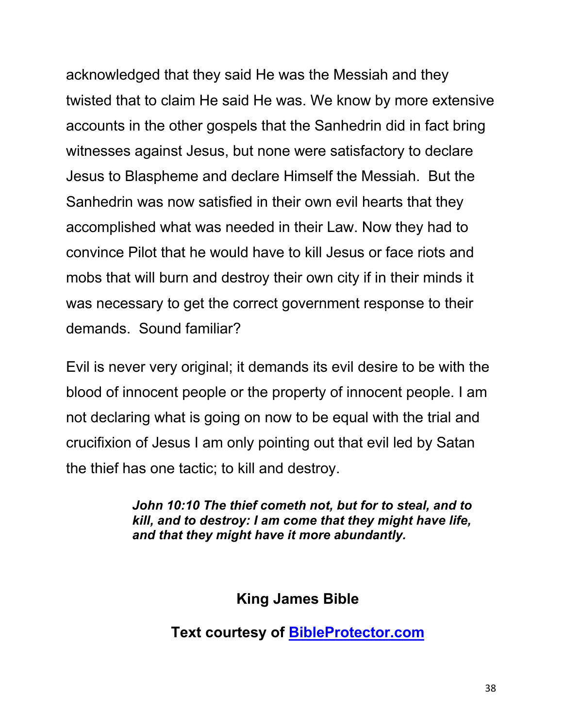acknowledged that they said He was the Messiah and they twisted that to claim He said He was. We know by more extensive accounts in the other gospels that the Sanhedrin did in fact bring witnesses against Jesus, but none were satisfactory to declare Jesus to Blaspheme and declare Himself the Messiah.  But the Sanhedrin was now satisfied in their own evil hearts that they accomplished what was needed in their Law. Now they had to convince Pilot that he would have to kill Jesus or face riots and mobs that will burn and destroy their own city if in their minds it was necessary to get the correct government response to their demands.  Sound familiar?

Evil is never very original; it demands its evil desire to be with the blood of innocent people or the property of innocent people. I am not declaring what is going on now to be equal with the trial and crucifixion of Jesus I am only pointing out that evil led by Satan the thief has one tactic; to kill and destroy.

> ***John 10:10 The thief cometh not, but for to steal, and to kill, and to destroy: I am come that they might have life, and that they might have it more abundantly.***

**King James Bible**

**Text courtesy of [BibleProtector.com](BibleProtector.com)**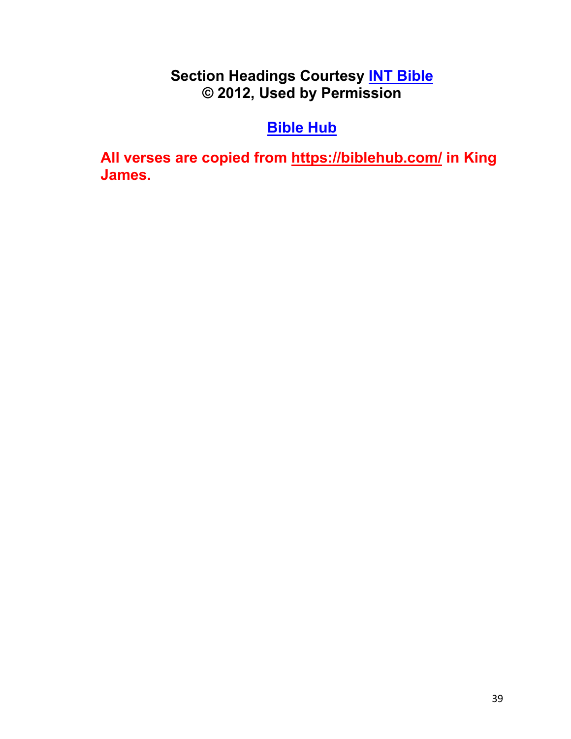**Section Headings Courtesy INT Bible**
**© 2012, Used by Permission**

**Bible Hub**

**All verses are copied from https://biblehub.com/ in King James.**